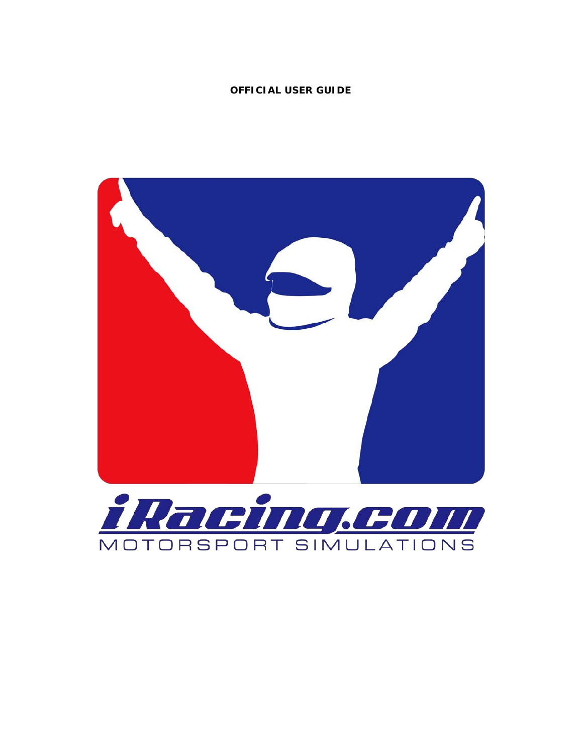**OFFICIAL USER GUIDE**

iRacing.com

MOTORSPORT SIMULATIONS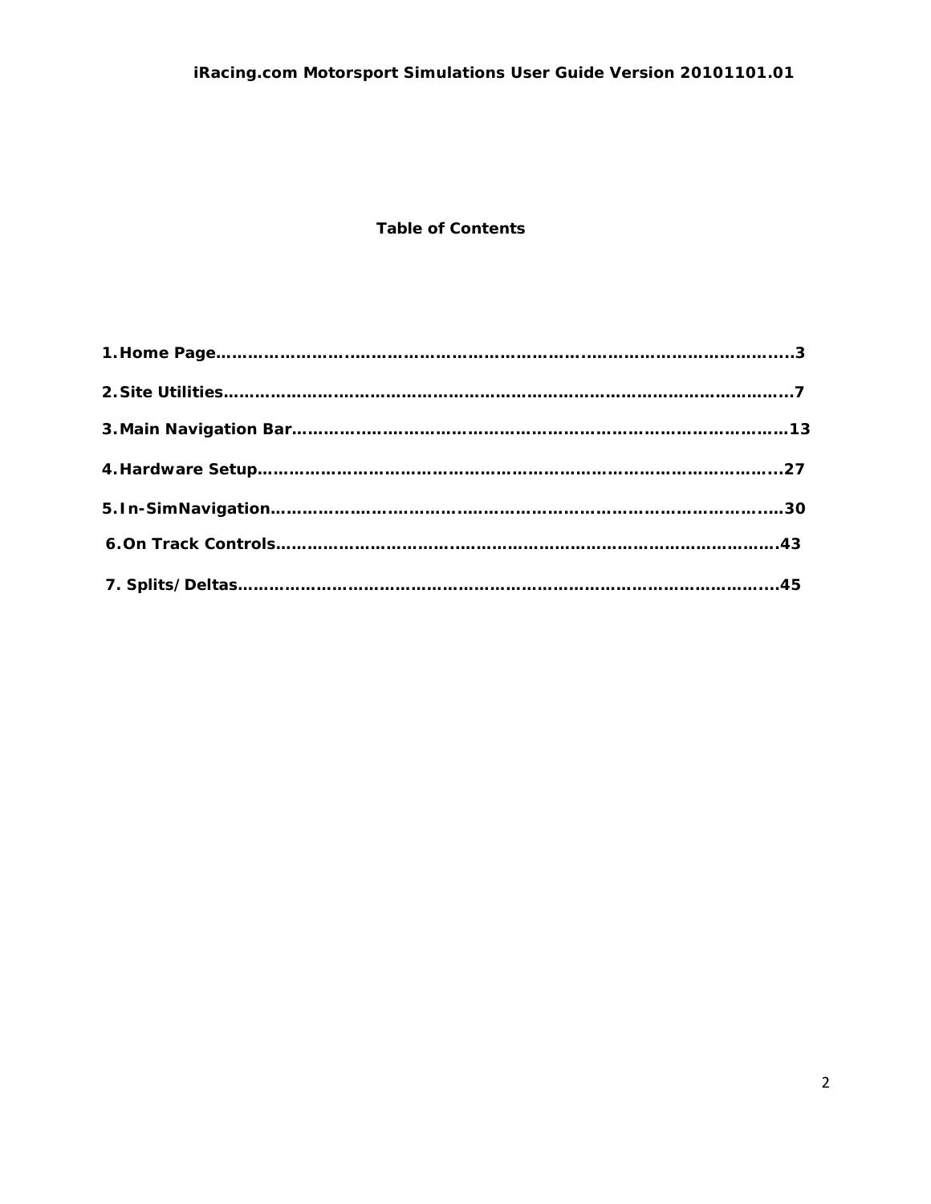**Table of Contents**

1. Home Page…………………………………………………………………………………………3
2. Site Utilities………………………………………………………………………………………7
3. Main Navigation Bar……………………………………………………………………………13
4. Hardware Setup…………………………………………………………………………………27
5. In-SimNavigation…………………………………………………………………………………30
6. On Track Controls…………………………………………………………………………………43
7. Splits/Deltas………………………………………………………………………………………45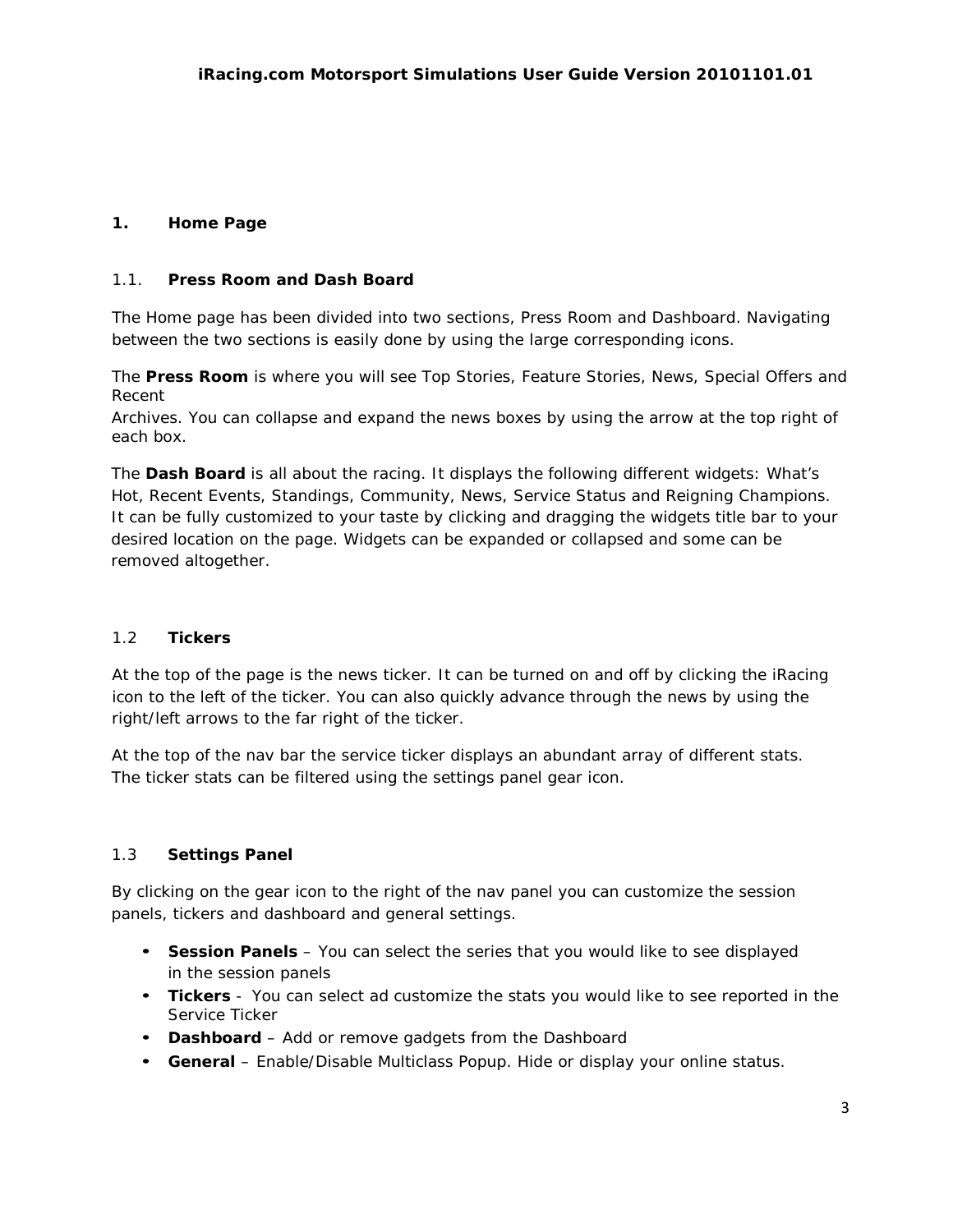# 1. Home Page

## 1.1. Press Room and Dash Board

The Home page has been divided into two sections, Press Room and Dashboard. Navigating between the two sections is easily done by using the large corresponding icons.

The **Press Room** is where you will see Top Stories, Feature Stories, News, Special Offers and Recent Archives. You can collapse and expand the news boxes by using the arrow at the top right of each box.

The **Dash Board** is all about the racing. It displays the following different widgets: What's Hot, Recent Events, Standings, Community, News, Service Status and Reigning Champions. It can be fully customized to your taste by clicking and dragging the widgets title bar to your desired location on the page. Widgets can be expanded or collapsed and some can be removed altogether.

## 1.2 Tickers

At the top of the page is the news ticker. It can be turned on and off by clicking the iRacing icon to the left of the ticker. You can also quickly advance through the news by using the right/left arrows to the far right of the ticker.

At the top of the nav bar the service ticker displays an abundant array of different stats. The ticker stats can be filtered using the settings panel gear icon.

## 1.3 Settings Panel

By clicking on the gear icon to the right of the nav panel you can customize the session panels, tickers and dashboard and general settings.

- **Session Panels** – You can select the series that you would like to see displayed in the session panels
- **Tickers** - You can select ad customize the stats you would like to see reported in the Service Ticker
- **Dashboard** – Add or remove gadgets from the Dashboard
- **General** – Enable/Disable Multiclass Popup. Hide or display your online status.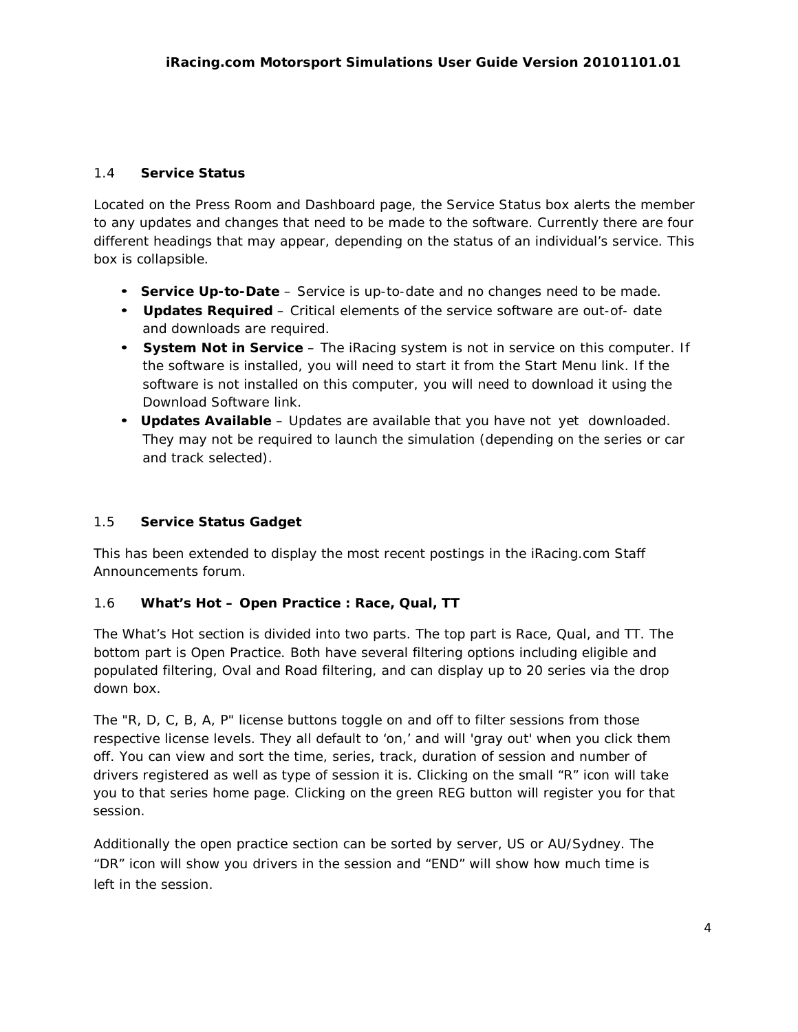## 1.4 Service Status

Located on the Press Room and Dashboard page, the Service Status box alerts the member to any updates and changes that need to be made to the software. Currently there are four different headings that may appear, depending on the status of an individual's service. This box is collapsible.

- **Service Up-to-Date** – Service is up-to-date and no changes need to be made.
- **Updates Required** – Critical elements of the service software are out-of- date and downloads are required.
- **System Not in Service** – The iRacing system is not in service on this computer. If the software is installed, you will need to start it from the Start Menu link. If the software is not installed on this computer, you will need to download it using the Download Software link.
- **Updates Available** – Updates are available that you have not yet downloaded. They may not be required to launch the simulation (depending on the series or car and track selected).

## 1.5 Service Status Gadget

This has been extended to display the most recent postings in the iRacing.com Staff Announcements forum.

## 1.6 What's Hot – Open Practice : Race, Qual, TT

The What's Hot section is divided into two parts. The top part is Race, Qual, and TT. The bottom part is Open Practice. Both have several filtering options including eligible and populated filtering, Oval and Road filtering, and can display up to 20 series via the drop down box.

The "R, D, C, B, A, P" license buttons toggle on and off to filter sessions from those respective license levels. They all default to 'on,' and will 'gray out' when you click them off. You can view and sort the time, series, track, duration of session and number of drivers registered as well as type of session it is. Clicking on the small "R" icon will take you to that series home page. Clicking on the green REG button will register you for that session.

Additionally the open practice section can be sorted by server, US or AU/Sydney. The "DR" icon will show you drivers in the session and "END" will show how much time is left in the session.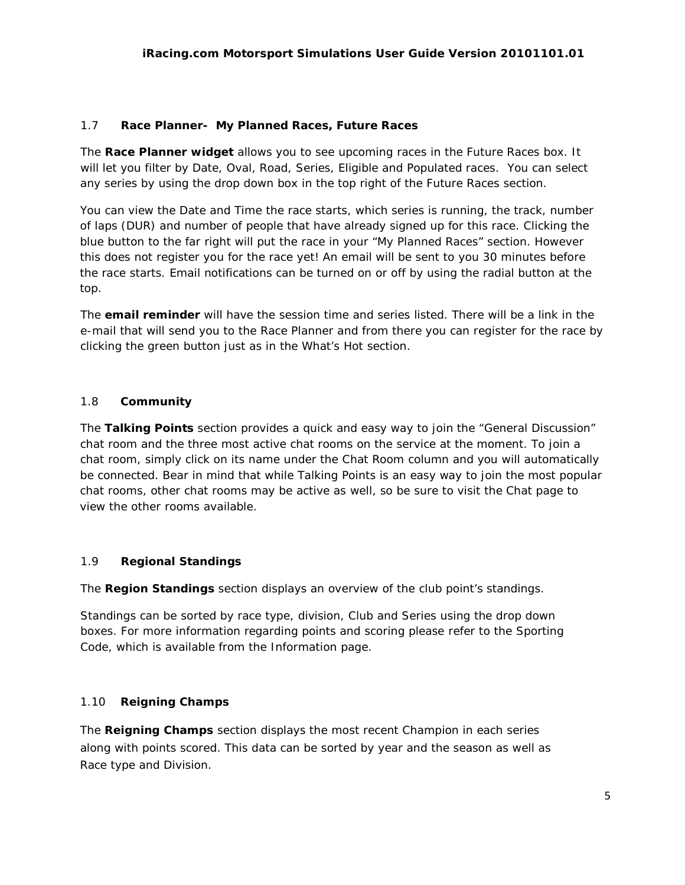## 1.7 Race Planner- My Planned Races, Future Races

The **Race Planner widget** allows you to see upcoming races in the Future Races box. It will let you filter by Date, Oval, Road, Series, Eligible and Populated races. You can select any series by using the drop down box in the top right of the Future Races section.

You can view the Date and Time the race starts, which series is running, the track, number of laps (DUR) and number of people that have already signed up for this race. Clicking the blue button to the far right will put the race in your "My Planned Races" section. However this does not register you for the race yet! An email will be sent to you 30 minutes before the race starts. Email notifications can be turned on or off by using the radial button at the top.

The **email reminder** will have the session time and series listed. There will be a link in the e-mail that will send you to the Race Planner and from there you can register for the race by clicking the green button just as in the What's Hot section.

## 1.8 Community

The **Talking Points** section provides a quick and easy way to join the "General Discussion" chat room and the three most active chat rooms on the service at the moment. To join a chat room, simply click on its name under the Chat Room column and you will automatically be connected. Bear in mind that while Talking Points is an easy way to join the most popular chat rooms, other chat rooms may be active as well, so be sure to visit the Chat page to view the other rooms available.

## 1.9 Regional Standings

The **Region Standings** section displays an overview of the club point's standings.

Standings can be sorted by race type, division, Club and Series using the drop down boxes. For more information regarding points and scoring please refer to the Sporting Code, which is available from the Information page.

## 1.10 Reigning Champs

The **Reigning Champs** section displays the most recent Champion in each series along with points scored. This data can be sorted by year and the season as well as Race type and Division.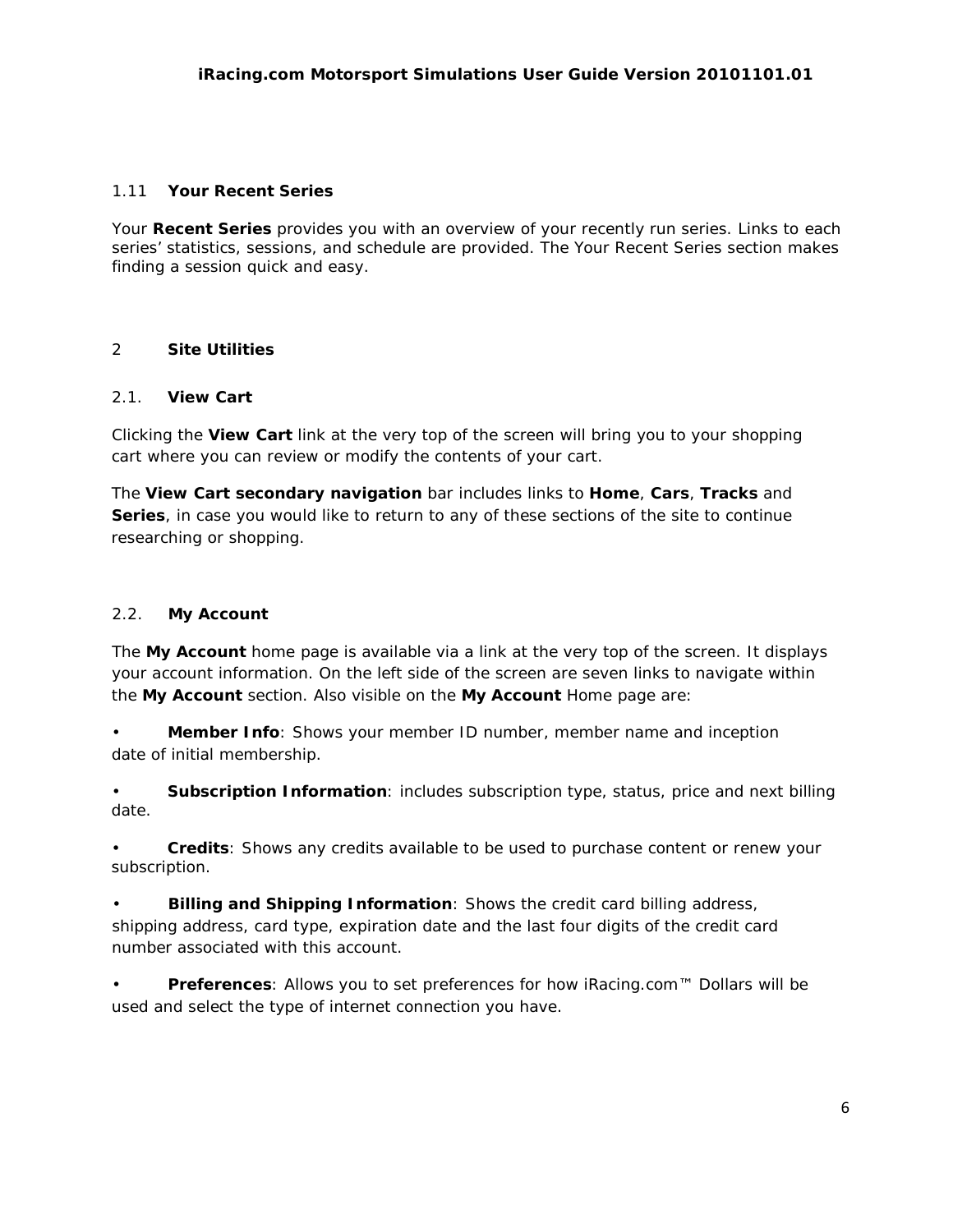### 1.11 Your Recent Series

Your **Recent Series** provides you with an overview of your recently run series. Links to each series' statistics, sessions, and schedule are provided. The Your Recent Series section makes finding a session quick and easy.

## 2 Site Utilities

### 2.1. View Cart

Clicking the **View Cart** link at the very top of the screen will bring you to your shopping cart where you can review or modify the contents of your cart.

The **View Cart secondary navigation** bar includes links to **Home**, **Cars**, **Tracks** and **Series**, in case you would like to return to any of these sections of the site to continue researching or shopping.

### 2.2. My Account

The **My Account** home page is available via a link at the very top of the screen. It displays your account information. On the left side of the screen are seven links to navigate within the **My Account** section. Also visible on the **My Account** Home page are:

- **Member Info**: Shows your member ID number, member name and inception date of initial membership.
- **Subscription Information**: includes subscription type, status, price and next billing date.
- **Credits**: Shows any credits available to be used to purchase content or renew your subscription.
- **Billing and Shipping Information**: Shows the credit card billing address, shipping address, card type, expiration date and the last four digits of the credit card number associated with this account.
- **Preferences**: Allows you to set preferences for how iRacing.com™ Dollars will be used and select the type of internet connection you have.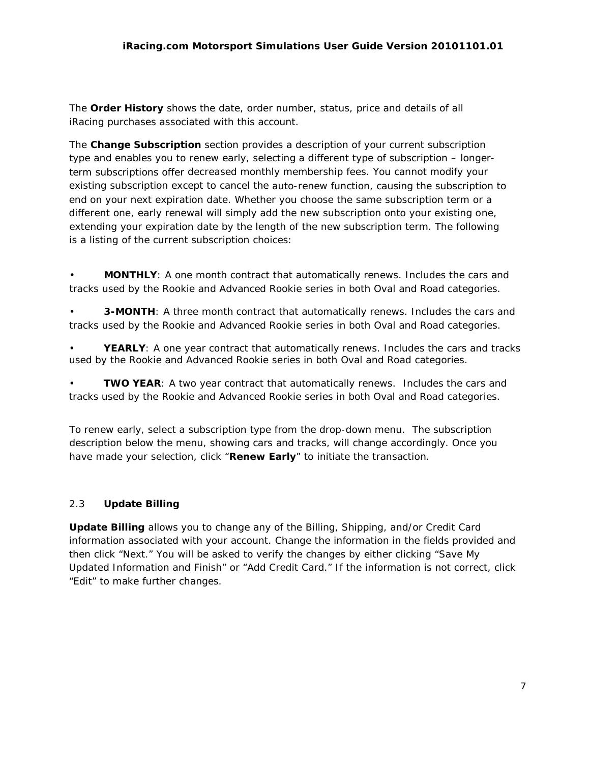The **Order History** shows the date, order number, status, price and details of all iRacing purchases associated with this account.

The **Change Subscription** section provides a description of your current subscription type and enables you to renew early, selecting a different type of subscription – longer-term subscriptions offer decreased monthly membership fees. You cannot modify your existing subscription except to cancel the auto-renew function, causing the subscription to end on your next expiration date. Whether you choose the same subscription term or a different one, early renewal will simply add the new subscription onto your existing one, extending your expiration date by the length of the new subscription term. The following is a listing of the current subscription choices:

- **MONTHLY**: A one month contract that automatically renews. Includes the cars and tracks used by the Rookie and Advanced Rookie series in both Oval and Road categories.
- **3-MONTH**: A three month contract that automatically renews. Includes the cars and tracks used by the Rookie and Advanced Rookie series in both Oval and Road categories.
- **YEARLY**: A one year contract that automatically renews. Includes the cars and tracks used by the Rookie and Advanced Rookie series in both Oval and Road categories.
- **TWO YEAR**: A two year contract that automatically renews. Includes the cars and tracks used by the Rookie and Advanced Rookie series in both Oval and Road categories.

To renew early, select a subscription type from the drop-down menu. The subscription description below the menu, showing cars and tracks, will change accordingly. Once you have made your selection, click "**Renew Early**" to initiate the transaction.

## 2.3 Update Billing

**Update Billing** allows you to change any of the Billing, Shipping, and/or Credit Card information associated with your account. Change the information in the fields provided and then click "Next." You will be asked to verify the changes by either clicking "Save My Updated Information and Finish" or "Add Credit Card." If the information is not correct, click "Edit" to make further changes.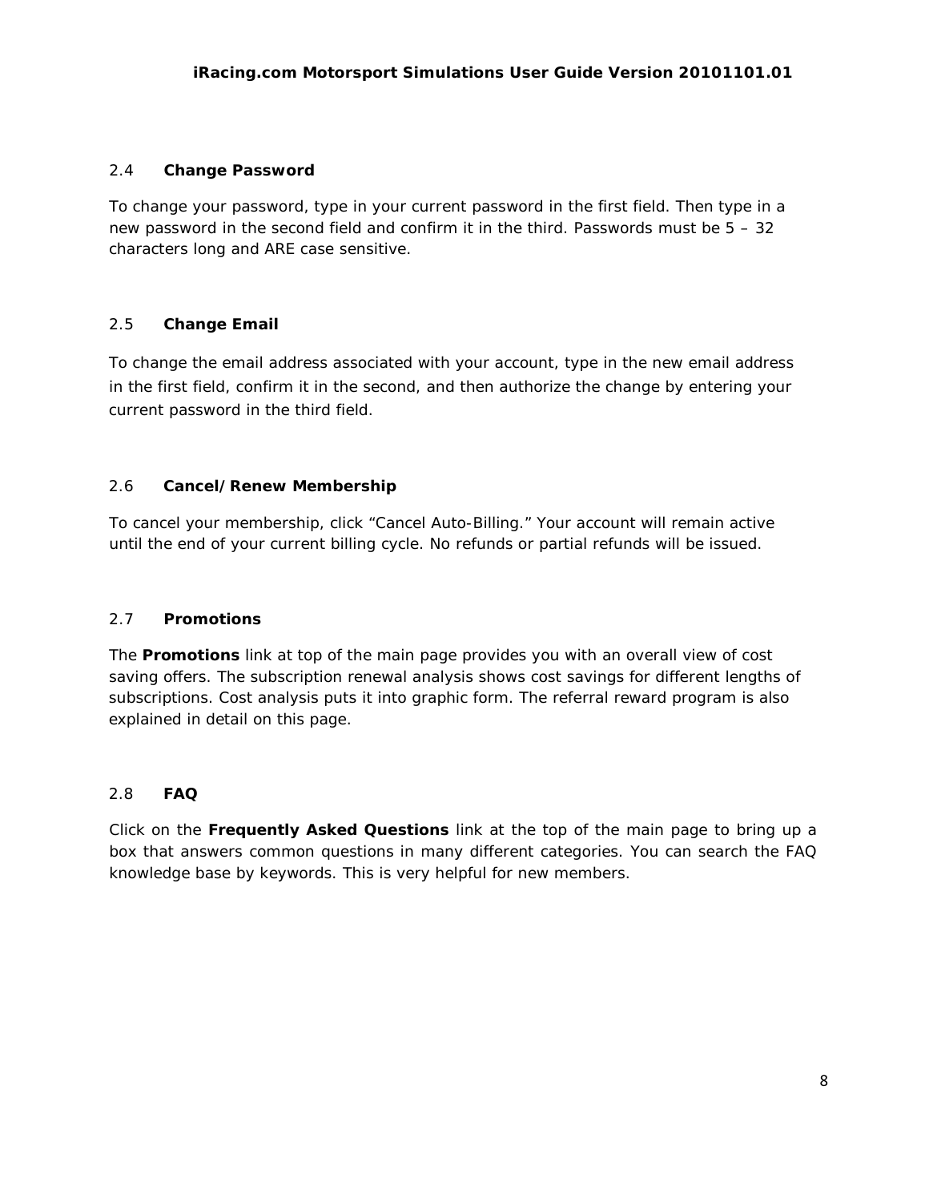### 2.4 Change Password

To change your password, type in your current password in the first field. Then type in a new password in the second field and confirm it in the third. Passwords must be 5 – 32 characters long and ARE case sensitive.

### 2.5 Change Email

To change the email address associated with your account, type in the new email address in the first field, confirm it in the second, and then authorize the change by entering your current password in the third field.

### 2.6 Cancel/Renew Membership

To cancel your membership, click “Cancel Auto-Billing.” Your account will remain active until the end of your current billing cycle. No refunds or partial refunds will be issued.

### 2.7 Promotions

The **Promotions** link at top of the main page provides you with an overall view of cost saving offers. The subscription renewal analysis shows cost savings for different lengths of subscriptions. Cost analysis puts it into graphic form. The referral reward program is also explained in detail on this page.

### 2.8 FAQ

Click on the **Frequently Asked Questions** link at the top of the main page to bring up a box that answers common questions in many different categories. You can search the FAQ knowledge base by keywords. This is very helpful for new members.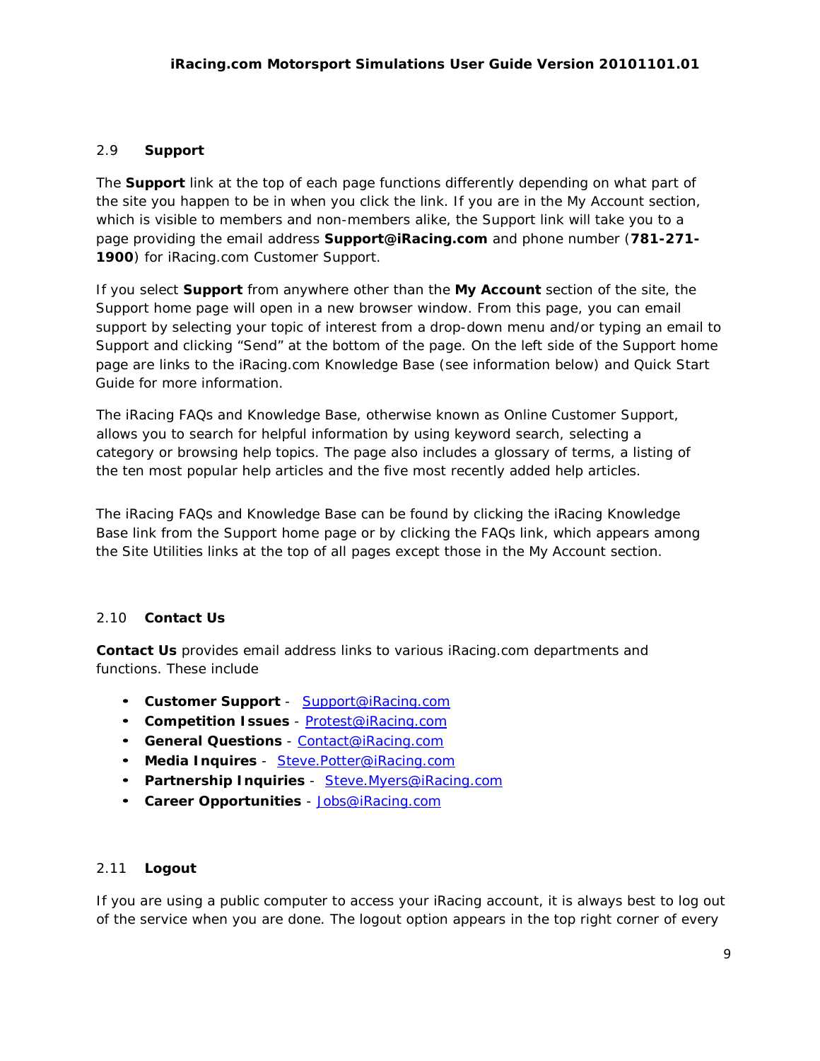## 2.9 Support

The **Support** link at the top of each page functions differently depending on what part of the site you happen to be in when you click the link. If you are in the My Account section, which is visible to members and non-members alike, the Support link will take you to a page providing the email address **Support@iRacing.com** and phone number (**781-271-1900**) for iRacing.com Customer Support.

If you select **Support** from anywhere other than the **My Account** section of the site, the Support home page will open in a new browser window. From this page, you can email support by selecting your topic of interest from a drop-down menu and/or typing an email to Support and clicking "Send" at the bottom of the page. On the left side of the Support home page are links to the iRacing.com Knowledge Base (see information below) and Quick Start Guide for more information.

The iRacing FAQs and Knowledge Base, otherwise known as Online Customer Support, allows you to search for helpful information by using keyword search, selecting a category or browsing help topics. The page also includes a glossary of terms, a listing of the ten most popular help articles and the five most recently added help articles.

The iRacing FAQs and Knowledge Base can be found by clicking the iRacing Knowledge Base link from the Support home page or by clicking the FAQs link, which appears among the Site Utilities links at the top of all pages except those in the My Account section.

## 2.10 Contact Us

**Contact Us** provides email address links to various iRacing.com departments and functions. These include

- **Customer Support** - Support@iRacing.com
- **Competition Issues** - Protest@iRacing.com
- **General Questions** - Contact@iRacing.com
- **Media Inquires** - Steve.Potter@iRacing.com
- **Partnership Inquiries** - Steve.Myers@iRacing.com
- **Career Opportunities** - Jobs@iRacing.com

## 2.11 Logout

If you are using a public computer to access your iRacing account, it is always best to log out of the service when you are done. The logout option appears in the top right corner of every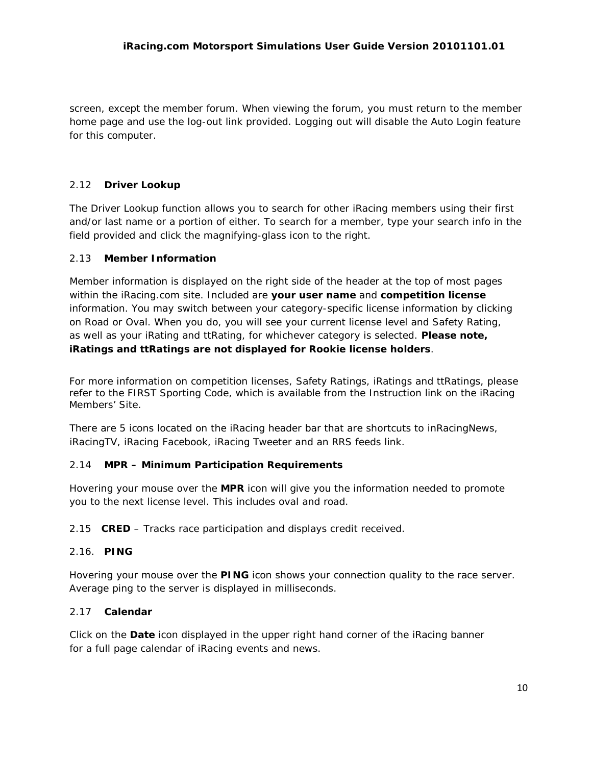screen, except the member forum. When viewing the forum, you must return to the member home page and use the log-out link provided. Logging out will disable the Auto Login feature for this computer.

## 2.12 Driver Lookup

The Driver Lookup function allows you to search for other iRacing members using their first and/or last name or a portion of either. To search for a member, type your search info in the field provided and click the magnifying-glass icon to the right.

## 2.13 Member Information

Member information is displayed on the right side of the header at the top of most pages within the iRacing.com site. Included are **your user name** and **competition license** information. You may switch between your category-specific license information by clicking on Road or Oval. When you do, you will see your current license level and Safety Rating, as well as your iRating and ttRating, for whichever category is selected. **Please note, iRatings and ttRatings are not displayed for Rookie license holders**.

For more information on competition licenses, Safety Ratings, iRatings and ttRatings, please refer to the FIRST Sporting Code, which is available from the Instruction link on the iRacing Members' Site.

There are 5 icons located on the iRacing header bar that are shortcuts to inRacingNews, iRacingTV, iRacing Facebook, iRacing Tweeter and an RRS feeds link.

## 2.14 MPR – Minimum Participation Requirements

Hovering your mouse over the **MPR** icon will give you the information needed to promote you to the next license level. This includes oval and road.

## 2.15 CRED – Tracks race participation and displays credit received.

## 2.16. PING

Hovering your mouse over the **PING** icon shows your connection quality to the race server. Average ping to the server is displayed in milliseconds.

## 2.17 Calendar

Click on the **Date** icon displayed in the upper right hand corner of the iRacing banner for a full page calendar of iRacing events and news.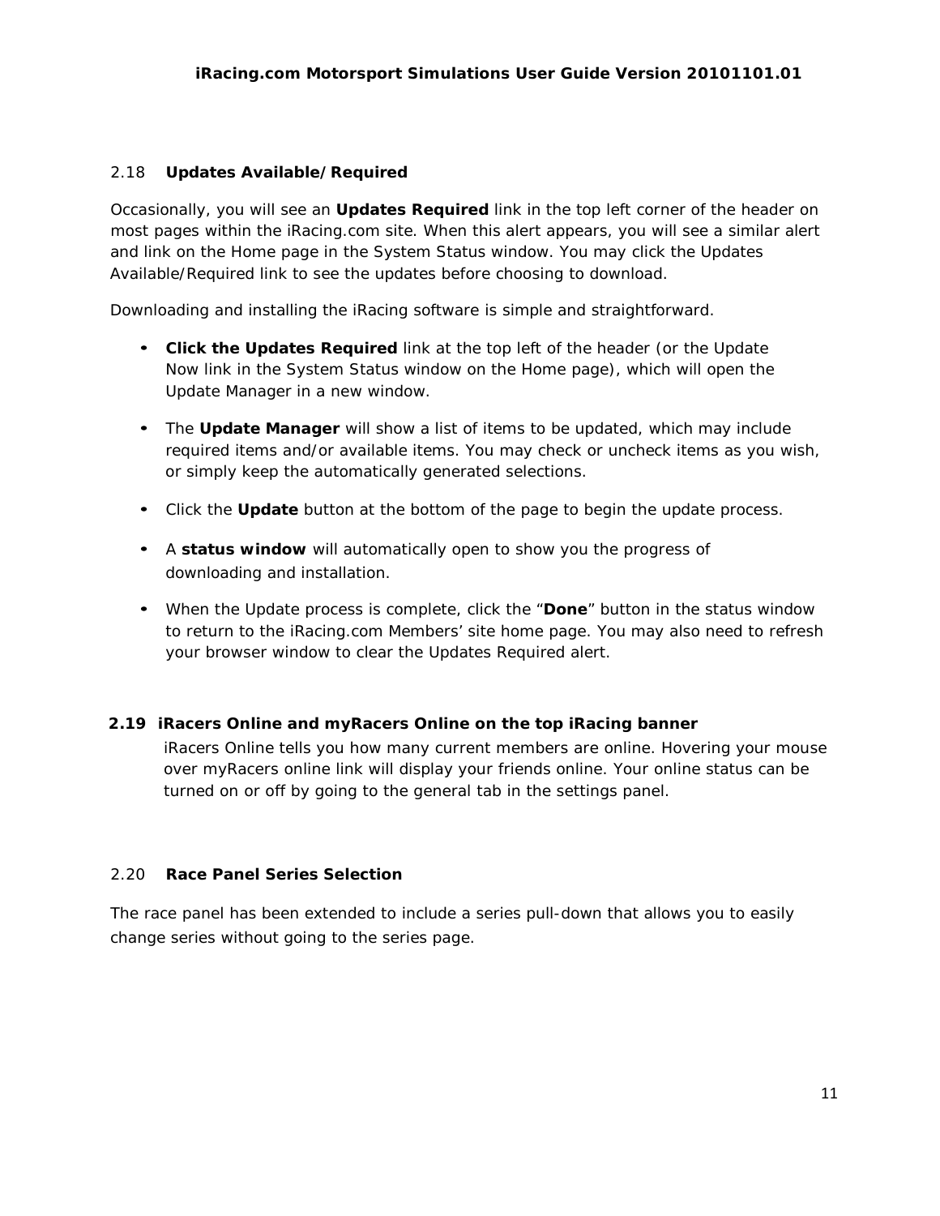## 2.18 Updates Available/Required

Occasionally, you will see an **Updates Required** link in the top left corner of the header on most pages within the iRacing.com site. When this alert appears, you will see a similar alert and link on the Home page in the System Status window. You may click the Updates Available/Required link to see the updates before choosing to download.

Downloading and installing the iRacing software is simple and straightforward.

- **Click the Updates Required** link at the top left of the header (or the Update Now link in the System Status window on the Home page), which will open the Update Manager in a new window.
- The **Update Manager** will show a list of items to be updated, which may include required items and/or available items. You may check or uncheck items as you wish, or simply keep the automatically generated selections.
- Click the **Update** button at the bottom of the page to begin the update process.
- A **status window** will automatically open to show you the progress of downloading and installation.
- When the Update process is complete, click the "**Done**" button in the status window to return to the iRacing.com Members' site home page. You may also need to refresh your browser window to clear the Updates Required alert.

## 2.19 iRacers Online and myRacers Online on the top iRacing banner

iRacers Online tells you how many current members are online. Hovering your mouse over myRacers online link will display your friends online. Your online status can be turned on or off by going to the general tab in the settings panel.

## 2.20 Race Panel Series Selection

The race panel has been extended to include a series pull-down that allows you to easily change series without going to the series page.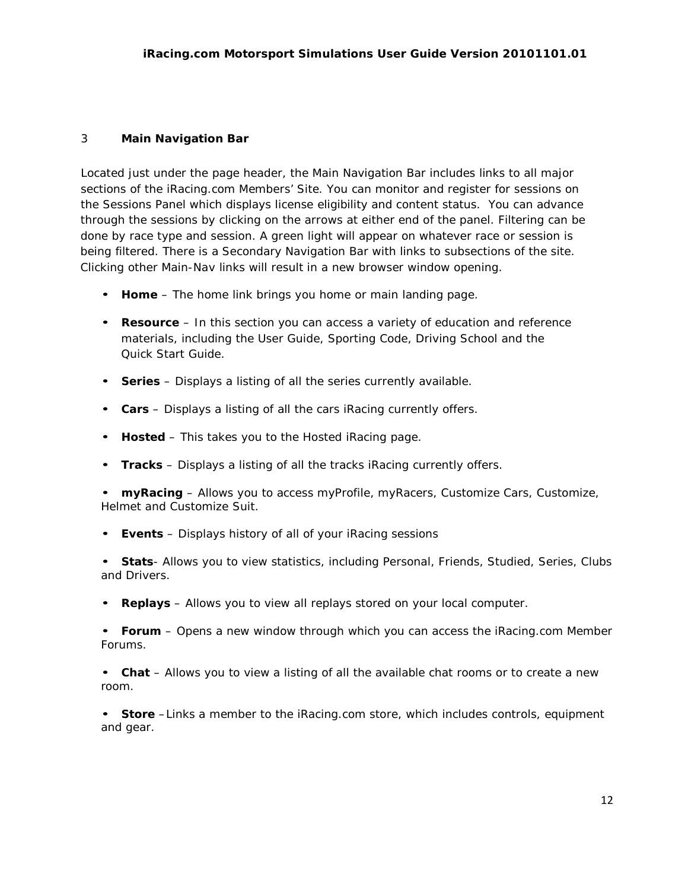## 3 Main Navigation Bar

Located just under the page header, the Main Navigation Bar includes links to all major sections of the iRacing.com Members' Site. You can monitor and register for sessions on the Sessions Panel which displays license eligibility and content status. You can advance through the sessions by clicking on the arrows at either end of the panel. Filtering can be done by race type and session. A green light will appear on whatever race or session is being filtered. There is a Secondary Navigation Bar with links to subsections of the site. Clicking other Main-Nav links will result in a new browser window opening.

- **Home** – The home link brings you home or main landing page.
- **Resource** – In this section you can access a variety of education and reference materials, including the User Guide, Sporting Code, Driving School and the Quick Start Guide.
- **Series** – Displays a listing of all the series currently available.
- **Cars** – Displays a listing of all the cars iRacing currently offers.
- **Hosted** – This takes you to the Hosted iRacing page.
- **Tracks** – Displays a listing of all the tracks iRacing currently offers.
- **myRacing** – Allows you to access myProfile, myRacers, Customize Cars, Customize, Helmet and Customize Suit.
- **Events** – Displays history of all of your iRacing sessions
- **Stats**- Allows you to view statistics, including Personal, Friends, Studied, Series, Clubs and Drivers.
- **Replays** – Allows you to view all replays stored on your local computer.
- **Forum** – Opens a new window through which you can access the iRacing.com Member Forums.
- **Chat** – Allows you to view a listing of all the available chat rooms or to create a new room.
- **Store** –Links a member to the iRacing.com store, which includes controls, equipment and gear.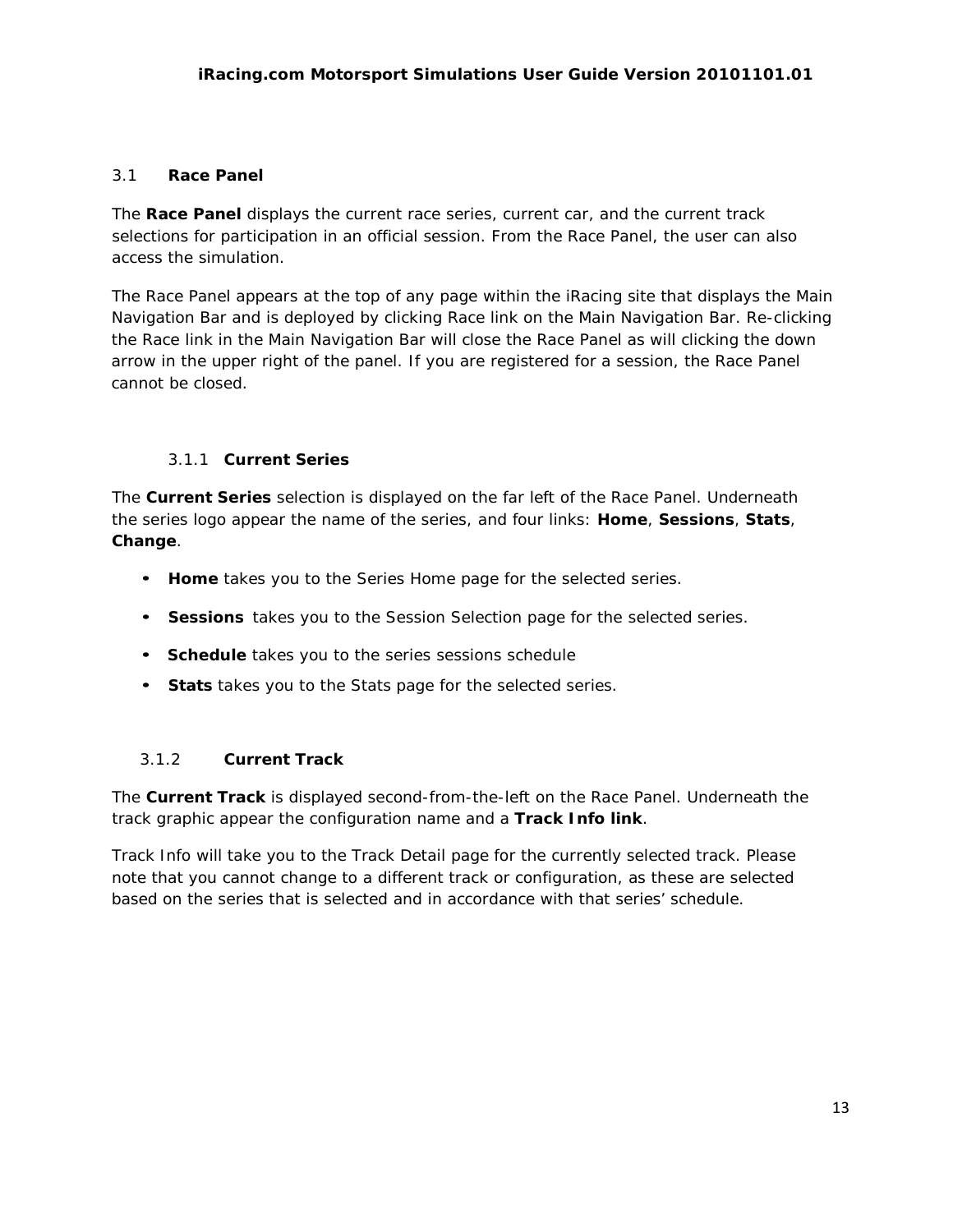## 3.1 Race Panel

The **Race Panel** displays the current race series, current car, and the current track selections for participation in an official session. From the Race Panel, the user can also access the simulation.

The Race Panel appears at the top of any page within the iRacing site that displays the Main Navigation Bar and is deployed by clicking Race link on the Main Navigation Bar. Re-clicking the Race link in the Main Navigation Bar will close the Race Panel as will clicking the down arrow in the upper right of the panel. If you are registered for a session, the Race Panel cannot be closed.

### 3.1.1 Current Series

The **Current Series** selection is displayed on the far left of the Race Panel. Underneath the series logo appear the name of the series, and four links: **Home**, **Sessions**, **Stats**, **Change**.

- **Home** takes you to the Series Home page for the selected series.
- **Sessions** takes you to the Session Selection page for the selected series.
- **Schedule** takes you to the series sessions schedule
- **Stats** takes you to the Stats page for the selected series.

### 3.1.2 Current Track

The **Current Track** is displayed second-from-the-left on the Race Panel. Underneath the track graphic appear the configuration name and a **Track Info link**.

Track Info will take you to the Track Detail page for the currently selected track. Please note that you cannot change to a different track or configuration, as these are selected based on the series that is selected and in accordance with that series' schedule.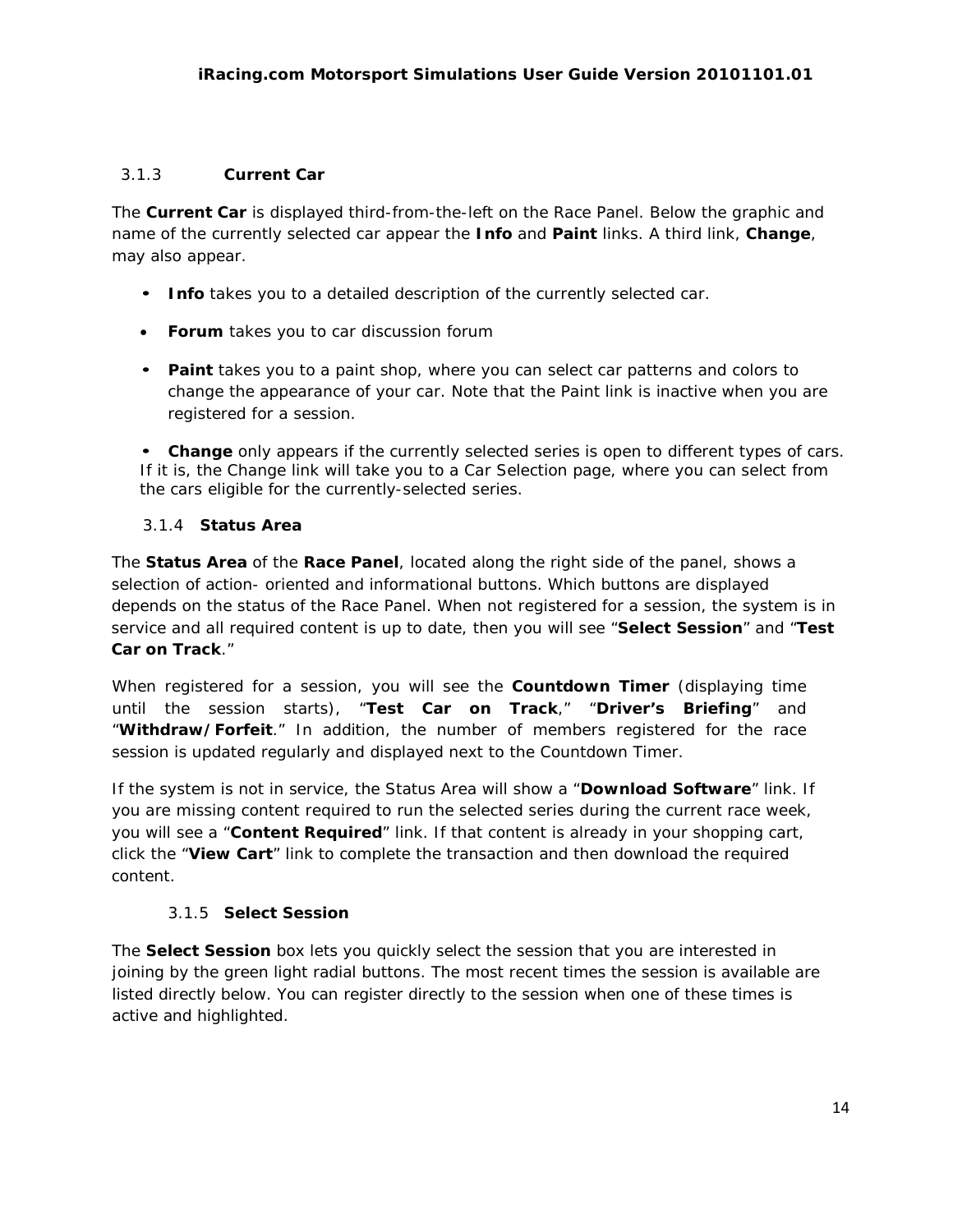### 3.1.3 Current Car

The **Current Car** is displayed third-from-the-left on the Race Panel. Below the graphic and name of the currently selected car appear the **Info** and **Paint** links. A third link, **Change**, may also appear.

- **Info** takes you to a detailed description of the currently selected car.
- **Forum** takes you to car discussion forum
- **Paint** takes you to a paint shop, where you can select car patterns and colors to change the appearance of your car. Note that the Paint link is inactive when you are registered for a session.
- **Change** only appears if the currently selected series is open to different types of cars. If it is, the Change link will take you to a Car Selection page, where you can select from the cars eligible for the currently-selected series.

### 3.1.4 Status Area

The **Status Area** of the **Race Panel**, located along the right side of the panel, shows a selection of action- oriented and informational buttons. Which buttons are displayed depends on the status of the Race Panel. When not registered for a session, the system is in service and all required content is up to date, then you will see "**Select Session**" and "**Test Car on Track**."

When registered for a session, you will see the **Countdown Timer** (displaying time until the session starts), "**Test Car on Track**," "**Driver's Briefing**" and "**Withdraw/Forfeit**." In addition, the number of members registered for the race session is updated regularly and displayed next to the Countdown Timer.

If the system is not in service, the Status Area will show a "**Download Software**" link. If you are missing content required to run the selected series during the current race week, you will see a "**Content Required**" link. If that content is already in your shopping cart, click the "**View Cart**" link to complete the transaction and then download the required content.

### 3.1.5 Select Session

The **Select Session** box lets you quickly select the session that you are interested in joining by the green light radial buttons. The most recent times the session is available are listed directly below. You can register directly to the session when one of these times is active and highlighted.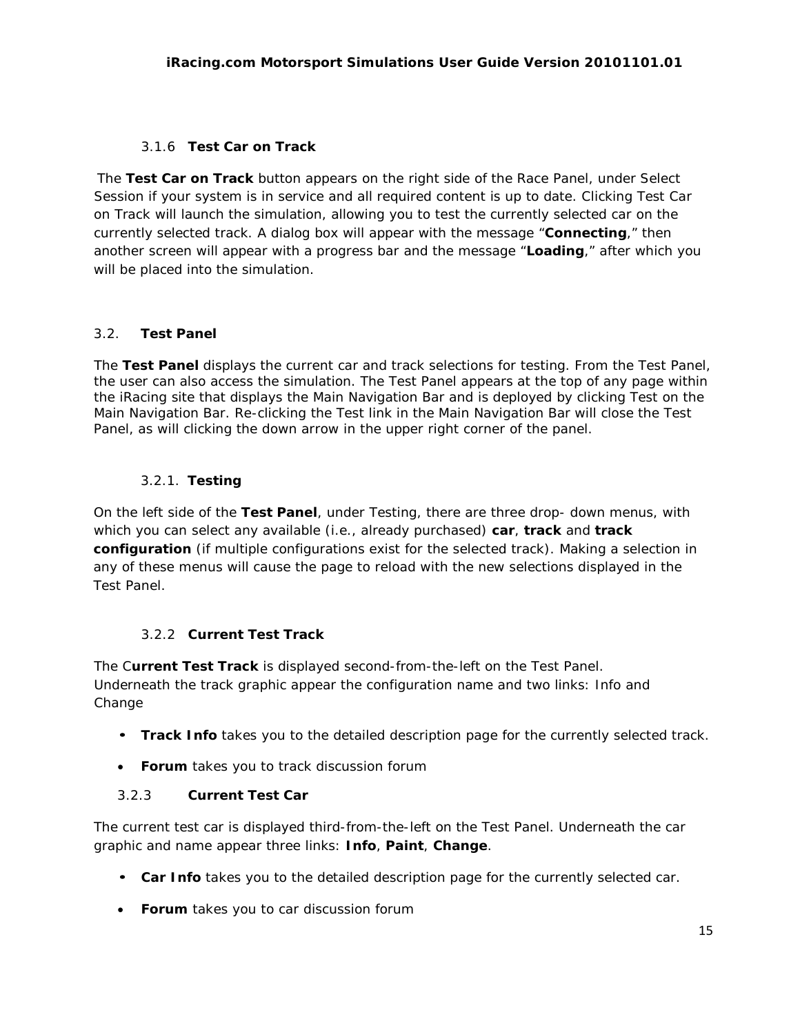#### 3.1.6 Test Car on Track

The **Test Car on Track** button appears on the right side of the Race Panel, under Select Session if your system is in service and all required content is up to date. Clicking Test Car on Track will launch the simulation, allowing you to test the currently selected car on the currently selected track. A dialog box will appear with the message "**Connecting**," then another screen will appear with a progress bar and the message "**Loading**," after which you will be placed into the simulation.

### 3.2. Test Panel

The **Test Panel** displays the current car and track selections for testing. From the Test Panel, the user can also access the simulation. The Test Panel appears at the top of any page within the iRacing site that displays the Main Navigation Bar and is deployed by clicking Test on the Main Navigation Bar. Re-clicking the Test link in the Main Navigation Bar will close the Test Panel, as will clicking the down arrow in the upper right corner of the panel.

#### 3.2.1. Testing

On the left side of the **Test Panel**, under Testing, there are three drop- down menus, with which you can select any available (i.e., already purchased) **car**, **track** and **track configuration** (if multiple configurations exist for the selected track). Making a selection in any of these menus will cause the page to reload with the new selections displayed in the Test Panel.

#### 3.2.2 Current Test Track

The C**urrent Test Track** is displayed second-from-the-left on the Test Panel. Underneath the track graphic appear the configuration name and two links: Info and Change

- **Track Info** takes you to the detailed description page for the currently selected track.
- **Forum** takes you to track discussion forum

#### 3.2.3 Current Test Car

The current test car is displayed third-from-the-left on the Test Panel. Underneath the car graphic and name appear three links: **Info**, **Paint**, **Change**.

- **Car Info** takes you to the detailed description page for the currently selected car.
- **Forum** takes you to car discussion forum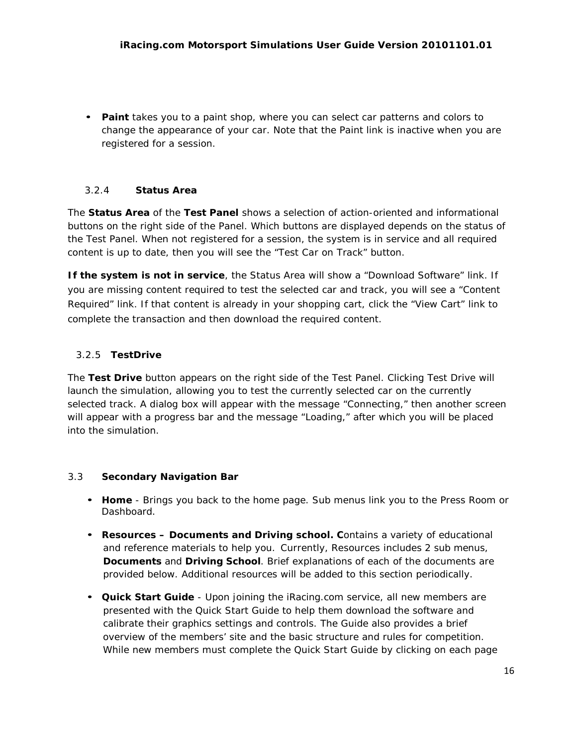- **Paint** takes you to a paint shop, where you can select car patterns and colors to change the appearance of your car. Note that the Paint link is inactive when you are registered for a session.

### 3.2.4 Status Area

The **Status Area** of the **Test Panel** shows a selection of action-oriented and informational buttons on the right side of the Panel. Which buttons are displayed depends on the status of the Test Panel. When not registered for a session, the system is in service and all required content is up to date, then you will see the “Test Car on Track” button.

**If the system is not in service**, the Status Area will show a “Download Software” link. If you are missing content required to test the selected car and track, you will see a “Content Required” link. If that content is already in your shopping cart, click the “View Cart” link to complete the transaction and then download the required content.

### 3.2.5 TestDrive

The **Test Drive** button appears on the right side of the Test Panel. Clicking Test Drive will launch the simulation, allowing you to test the currently selected car on the currently selected track. A dialog box will appear with the message “Connecting,” then another screen will appear with a progress bar and the message “Loading,” after which you will be placed into the simulation.

## 3.3 Secondary Navigation Bar

- **Home** - Brings you back to the home page. Sub menus link you to the Press Room or Dashboard.
- **Resources – Documents and Driving school. C**ontains a variety of educational and reference materials to help you. Currently, Resources includes 2 sub menus, **Documents** and **Driving School**. Brief explanations of each of the documents are provided below. Additional resources will be added to this section periodically.
- **Quick Start Guide** - Upon joining the iRacing.com service, all new members are presented with the Quick Start Guide to help them download the software and calibrate their graphics settings and controls. The Guide also provides a brief overview of the members’ site and the basic structure and rules for competition. While new members must complete the Quick Start Guide by clicking on each page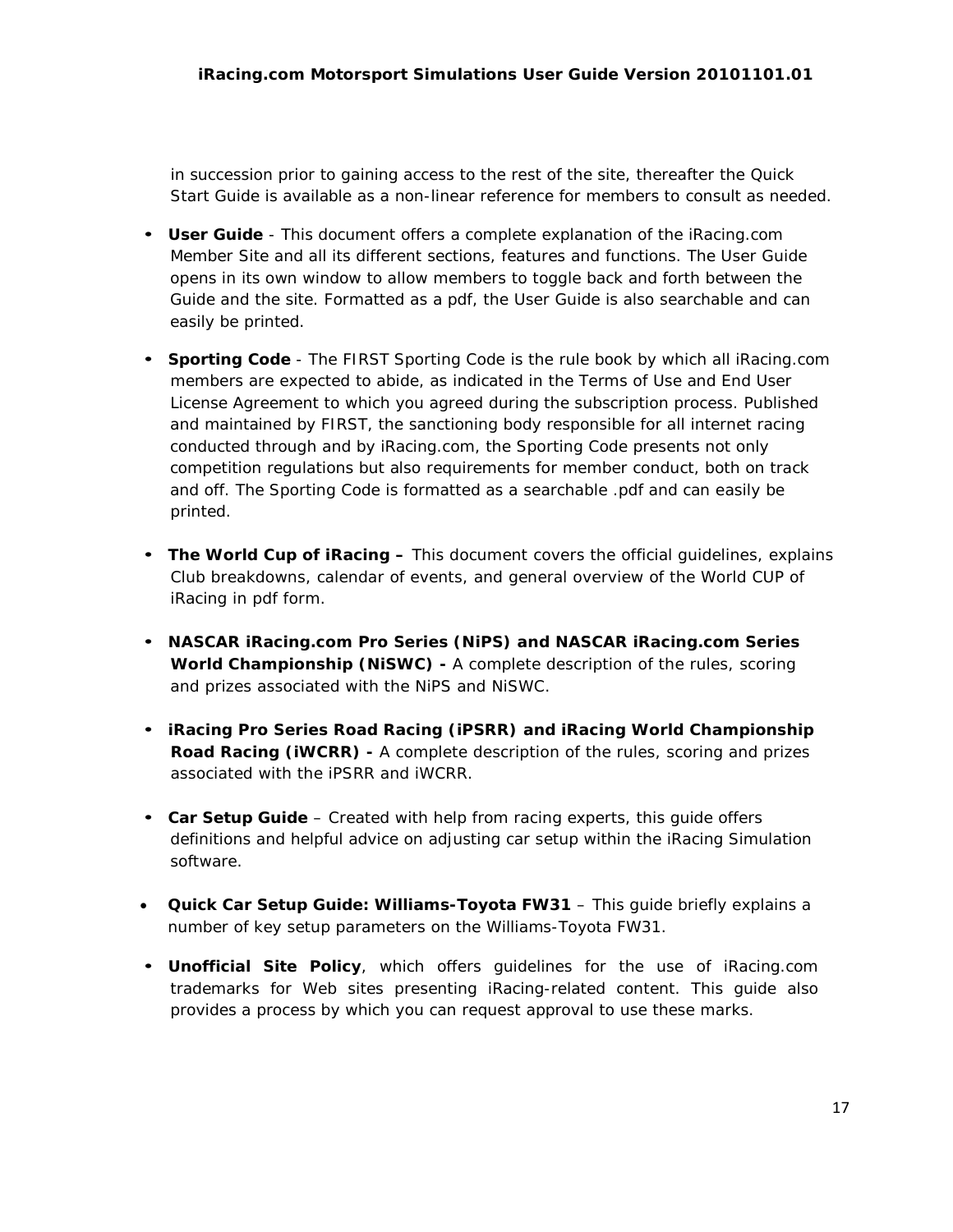in succession prior to gaining access to the rest of the site, thereafter the Quick Start Guide is available as a non-linear reference for members to consult as needed.

- **User Guide** - This document offers a complete explanation of the iRacing.com Member Site and all its different sections, features and functions. The User Guide opens in its own window to allow members to toggle back and forth between the Guide and the site. Formatted as a pdf, the User Guide is also searchable and can easily be printed.

- **Sporting Code** - The FIRST Sporting Code is the rule book by which all iRacing.com members are expected to abide, as indicated in the Terms of Use and End User License Agreement to which you agreed during the subscription process. Published and maintained by FIRST, the sanctioning body responsible for all internet racing conducted through and by iRacing.com, the Sporting Code presents not only competition regulations but also requirements for member conduct, both on track and off. The Sporting Code is formatted as a searchable .pdf and can easily be printed.

- **The World Cup of iRacing –** This document covers the official guidelines, explains Club breakdowns, calendar of events, and general overview of the World CUP of iRacing in pdf form.

- **NASCAR iRacing.com Pro Series (NiPS) and NASCAR iRacing.com Series World Championship (NiSWC) -** A complete description of the rules, scoring and prizes associated with the NiPS and NiSWC.

- **iRacing Pro Series Road Racing (iPSRR) and iRacing World Championship Road Racing (iWCRR) -** A complete description of the rules, scoring and prizes associated with the iPSRR and iWCRR.

- **Car Setup Guide** – Created with help from racing experts, this guide offers definitions and helpful advice on adjusting car setup within the iRacing Simulation software.

- **Quick Car Setup Guide: Williams-Toyota FW31** – This guide briefly explains a number of key setup parameters on the Williams-Toyota FW31.

- **Unofficial Site Policy**, which offers guidelines for the use of iRacing.com trademarks for Web sites presenting iRacing-related content. This guide also provides a process by which you can request approval to use these marks.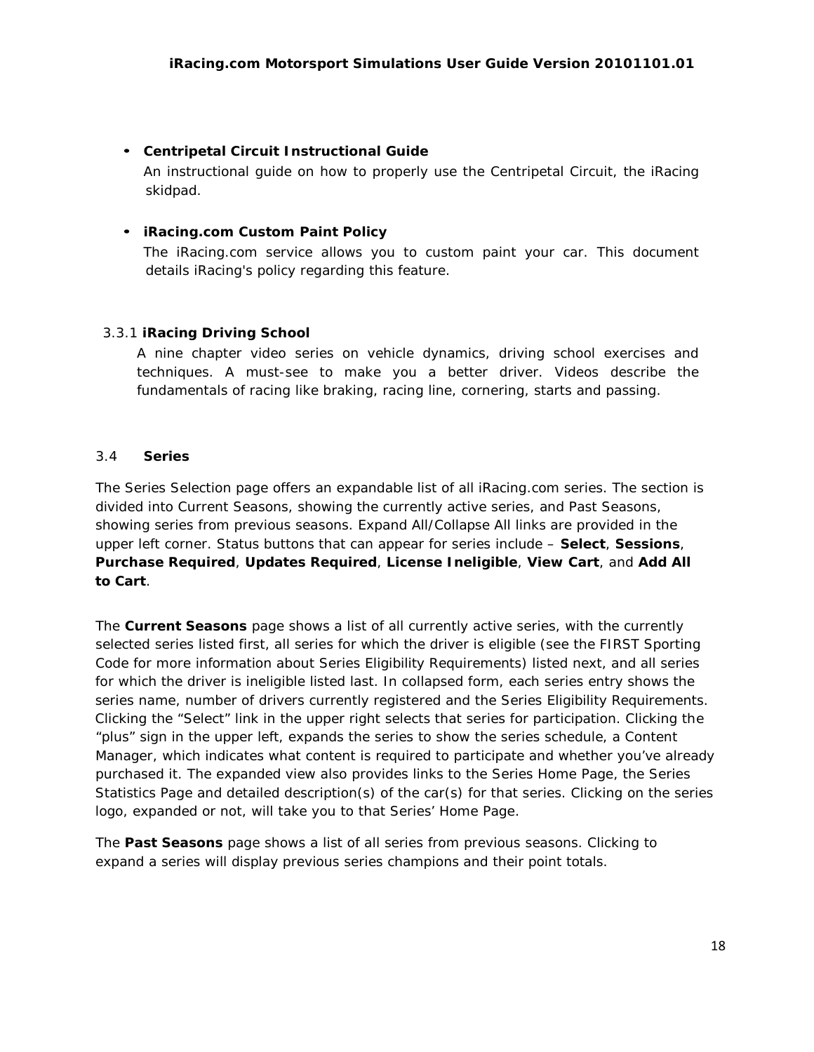- **Centripetal Circuit Instructional Guide**
  An instructional guide on how to properly use the Centripetal Circuit, the iRacing skidpad.

- **iRacing.com Custom Paint Policy**
  The iRacing.com service allows you to custom paint your car. This document details iRacing's policy regarding this feature.

### 3.3.1 iRacing Driving School

A nine chapter video series on vehicle dynamics, driving school exercises and techniques. A must-see to make you a better driver. Videos describe the fundamentals of racing like braking, racing line, cornering, starts and passing.

## 3.4 Series

The Series Selection page offers an expandable list of all iRacing.com series. The section is divided into Current Seasons, showing the currently active series, and Past Seasons, showing series from previous seasons. Expand All/Collapse All links are provided in the upper left corner. Status buttons that can appear for series include – **Select**, **Sessions**, **Purchase Required**, **Updates Required**, **License Ineligible**, **View Cart**, and **Add All to Cart**.

The **Current Seasons** page shows a list of all currently active series, with the currently selected series listed first, all series for which the driver is eligible (see the FIRST Sporting Code for more information about Series Eligibility Requirements) listed next, and all series for which the driver is ineligible listed last. In collapsed form, each series entry shows the series name, number of drivers currently registered and the Series Eligibility Requirements. Clicking the "Select" link in the upper right selects that series for participation. Clicking the "plus" sign in the upper left, expands the series to show the series schedule, a Content Manager, which indicates what content is required to participate and whether you've already purchased it. The expanded view also provides links to the Series Home Page, the Series Statistics Page and detailed description(s) of the car(s) for that series. Clicking on the series logo, expanded or not, will take you to that Series' Home Page.

The **Past Seasons** page shows a list of all series from previous seasons. Clicking to expand a series will display previous series champions and their point totals.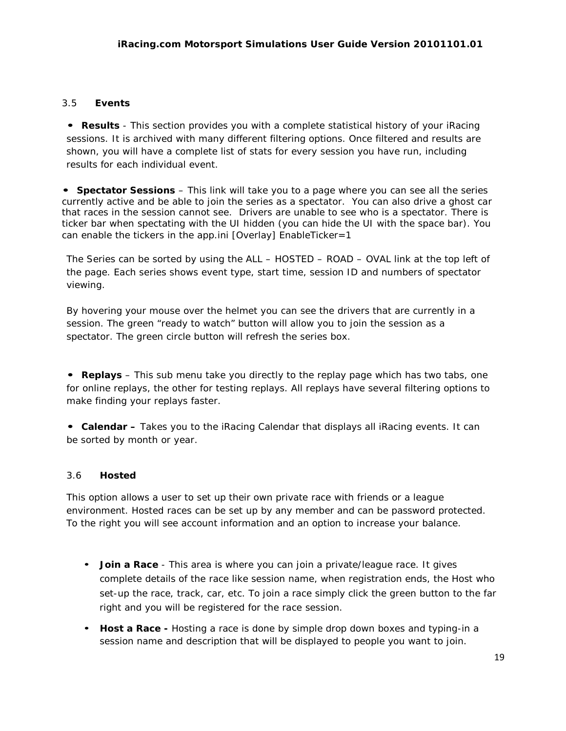## 3.5 Events

- **Results** - This section provides you with a complete statistical history of your iRacing sessions. It is archived with many different filtering options. Once filtered and results are shown, you will have a complete list of stats for every session you have run, including results for each individual event.

- **Spectator Sessions** – This link will take you to a page where you can see all the series currently active and be able to join the series as a spectator. You can also drive a ghost car that races in the session cannot see. Drivers are unable to see who is a spectator. There is ticker bar when spectating with the UI hidden (you can hide the UI with the space bar). You can enable the tickers in the app.ini [Overlay] EnableTicker=1

The Series can be sorted by using the ALL – HOSTED – ROAD – OVAL link at the top left of the page. Each series shows event type, start time, session ID and numbers of spectator viewing.

By hovering your mouse over the helmet you can see the drivers that are currently in a session. The green "ready to watch" button will allow you to join the session as a spectator. The green circle button will refresh the series box.

- **Replays** – This sub menu take you directly to the replay page which has two tabs, one for online replays, the other for testing replays. All replays have several filtering options to make finding your replays faster.

- **Calendar –** Takes you to the iRacing Calendar that displays all iRacing events. It can be sorted by month or year.

## 3.6 Hosted

This option allows a user to set up their own private race with friends or a league environment. Hosted races can be set up by any member and can be password protected. To the right you will see account information and an option to increase your balance.

- **Join a Race** - This area is where you can join a private/league race. It gives complete details of the race like session name, when registration ends, the Host who set-up the race, track, car, etc. To join a race simply click the green button to the far right and you will be registered for the race session.
- **Host a Race -** Hosting a race is done by simple drop down boxes and typing-in a session name and description that will be displayed to people you want to join.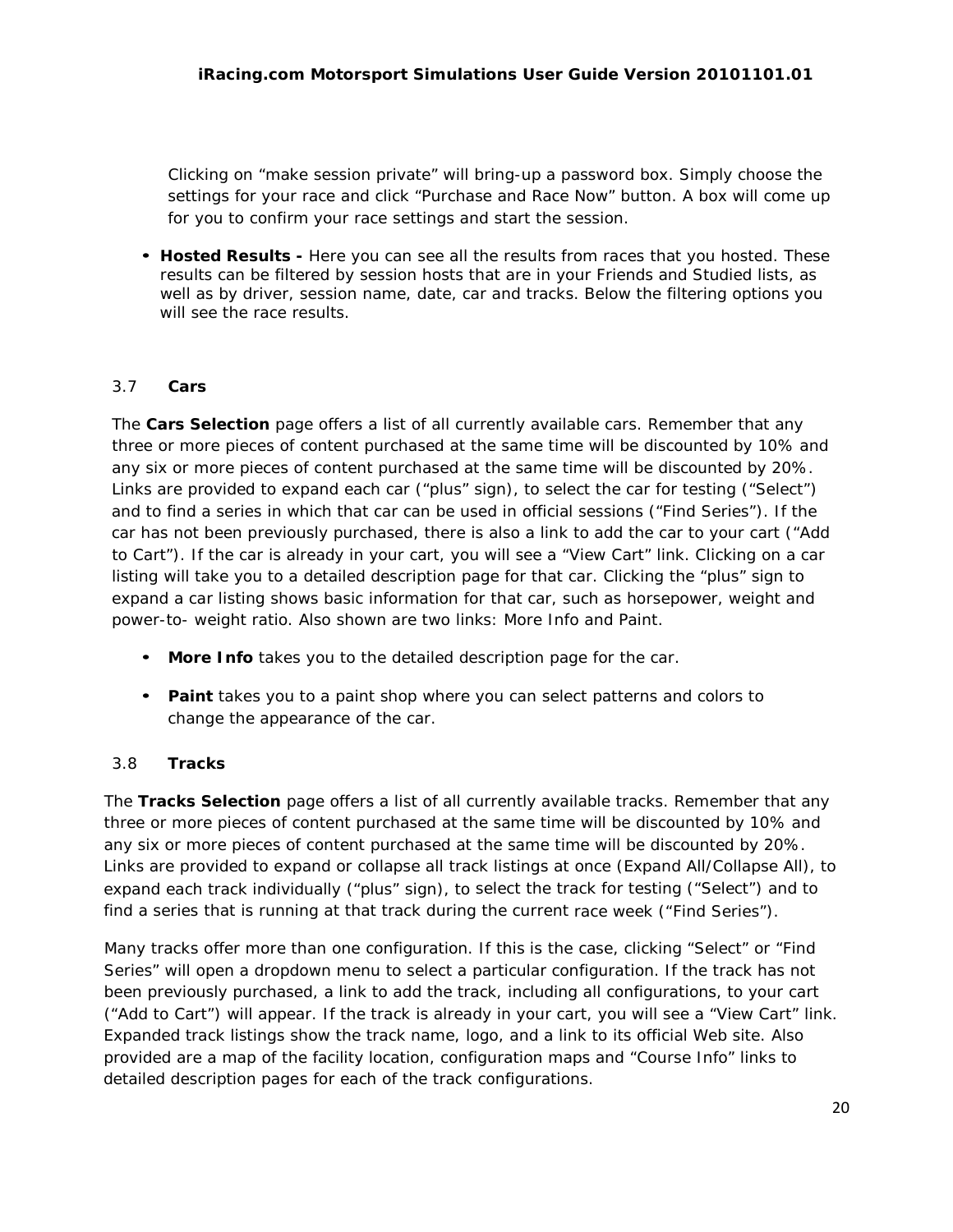Clicking on “make session private” will bring-up a password box. Simply choose the settings for your race and click “Purchase and Race Now” button. A box will come up for you to confirm your race settings and start the session.

- **Hosted Results -** Here you can see all the results from races that you hosted. These results can be filtered by session hosts that are in your Friends and Studied lists, as well as by driver, session name, date, car and tracks. Below the filtering options you will see the race results.

## 3.7 Cars

The **Cars Selection** page offers a list of all currently available cars. Remember that any three or more pieces of content purchased at the same time will be discounted by 10% and any six or more pieces of content purchased at the same time will be discounted by 20%. Links are provided to expand each car (“plus” sign), to select the car for testing (“Select”) and to find a series in which that car can be used in official sessions (“Find Series”). If the car has not been previously purchased, there is also a link to add the car to your cart (“Add to Cart”). If the car is already in your cart, you will see a “View Cart” link. Clicking on a car listing will take you to a detailed description page for that car. Clicking the “plus” sign to expand a car listing shows basic information for that car, such as horsepower, weight and power-to- weight ratio. Also shown are two links: More Info and Paint.

- **More Info** takes you to the detailed description page for the car.
- **Paint** takes you to a paint shop where you can select patterns and colors to change the appearance of the car.

## 3.8 Tracks

The **Tracks Selection** page offers a list of all currently available tracks. Remember that any three or more pieces of content purchased at the same time will be discounted by 10% and any six or more pieces of content purchased at the same time will be discounted by 20%. Links are provided to expand or collapse all track listings at once (Expand All/Collapse All), to expand each track individually (“plus” sign), to select the track for testing (“Select”) and to find a series that is running at that track during the current race week (“Find Series”).

Many tracks offer more than one configuration. If this is the case, clicking “Select” or “Find Series” will open a dropdown menu to select a particular configuration. If the track has not been previously purchased, a link to add the track, including all configurations, to your cart (“Add to Cart”) will appear. If the track is already in your cart, you will see a “View Cart” link. Expanded track listings show the track name, logo, and a link to its official Web site. Also provided are a map of the facility location, configuration maps and “Course Info” links to detailed description pages for each of the track configurations.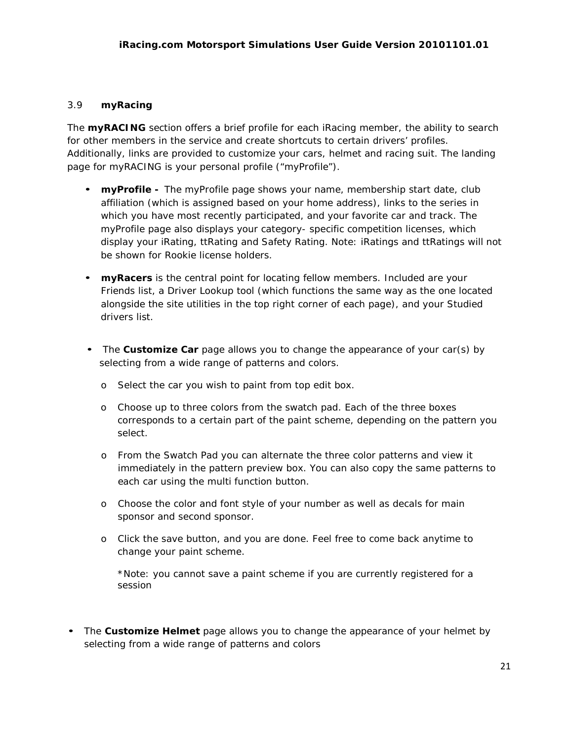## 3.9 myRacing

The **myRACING** section offers a brief profile for each iRacing member, the ability to search for other members in the service and create shortcuts to certain drivers' profiles. Additionally, links are provided to customize your cars, helmet and racing suit. The landing page for myRACING is your personal profile ("myProfile").

- **myProfile -** The myProfile page shows your name, membership start date, club affiliation (which is assigned based on your home address), links to the series in which you have most recently participated, and your favorite car and track. The myProfile page also displays your category- specific competition licenses, which display your iRating, ttRating and Safety Rating. Note: iRatings and ttRatings will not be shown for Rookie license holders.

- **myRacers** is the central point for locating fellow members. Included are your Friends list, a Driver Lookup tool (which functions the same way as the one located alongside the site utilities in the top right corner of each page), and your Studied drivers list.

- The **Customize Car** page allows you to change the appearance of your car(s) by selecting from a wide range of patterns and colors.

  - Select the car you wish to paint from top edit box.
  - Choose up to three colors from the swatch pad. Each of the three boxes corresponds to a certain part of the paint scheme, depending on the pattern you select.
  - From the Swatch Pad you can alternate the three color patterns and view it immediately in the pattern preview box. You can also copy the same patterns to each car using the multi function button.
  - Choose the color and font style of your number as well as decals for main sponsor and second sponsor.
  - Click the save button, and you are done. Feel free to come back anytime to change your paint scheme.

    *Note: you cannot save a paint scheme if you are currently registered for a session

- The **Customize Helmet** page allows you to change the appearance of your helmet by selecting from a wide range of patterns and colors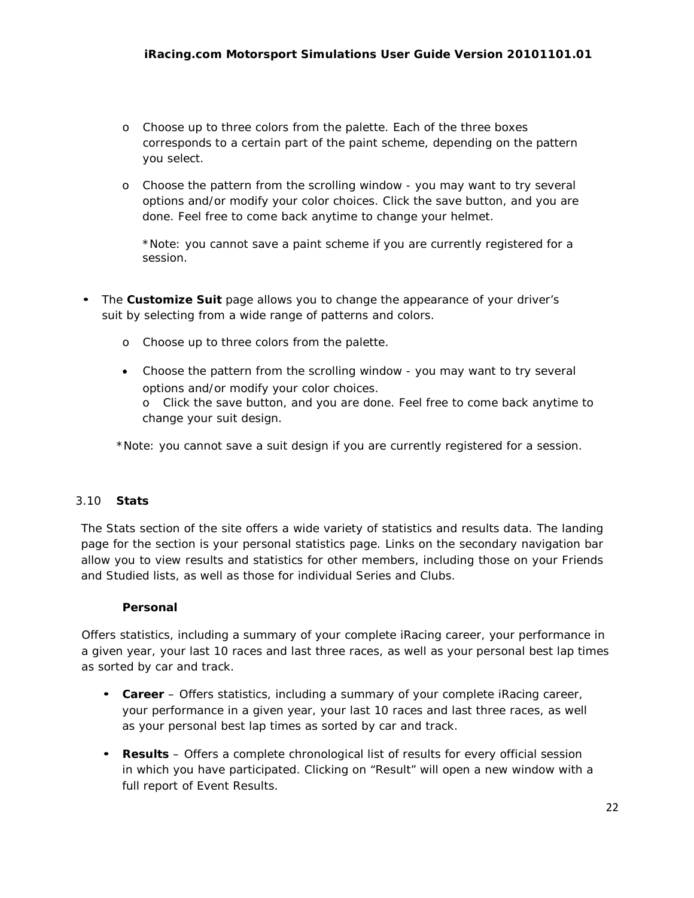- Choose up to three colors from the palette. Each of the three boxes corresponds to a certain part of the paint scheme, depending on the pattern you select.

- Choose the pattern from the scrolling window - you may want to try several options and/or modify your color choices. Click the save button, and you are done. Feel free to come back anytime to change your helmet.

  *Note: you cannot save a paint scheme if you are currently registered for a session.

- The **Customize Suit** page allows you to change the appearance of your driver's suit by selecting from a wide range of patterns and colors.

  - Choose up to three colors from the palette.

  - Choose the pattern from the scrolling window - you may want to try several options and/or modify your color choices.
    - Click the save button, and you are done. Feel free to come back anytime to change your suit design.

  *Note: you cannot save a suit design if you are currently registered for a session.

## 3.10 Stats

The Stats section of the site offers a wide variety of statistics and results data. The landing page for the section is your personal statistics page. Links on the secondary navigation bar allow you to view results and statistics for other members, including those on your Friends and Studied lists, as well as those for individual Series and Clubs.

### Personal

Offers statistics, including a summary of your complete iRacing career, your performance in a given year, your last 10 races and last three races, as well as your personal best lap times as sorted by car and track.

- **Career** – Offers statistics, including a summary of your complete iRacing career, your performance in a given year, your last 10 races and last three races, as well as your personal best lap times as sorted by car and track.

- **Results** – Offers a complete chronological list of results for every official session in which you have participated. Clicking on "Result" will open a new window with a full report of Event Results.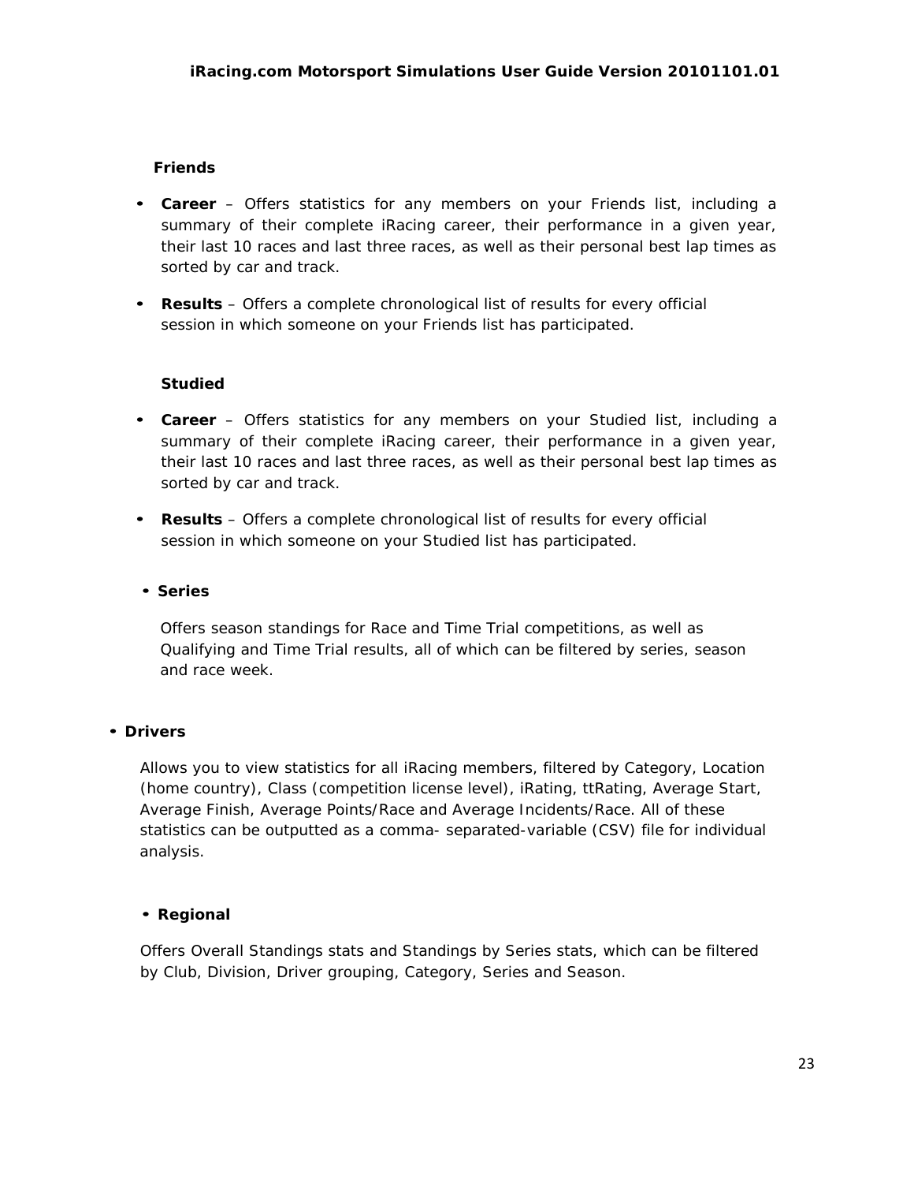**Friends**

- **Career** – Offers statistics for any members on your Friends list, including a summary of their complete iRacing career, their performance in a given year, their last 10 races and last three races, as well as their personal best lap times as sorted by car and track.

- **Results** – Offers a complete chronological list of results for every official session in which someone on your Friends list has participated.

**Studied**

- **Career** – Offers statistics for any members on your Studied list, including a summary of their complete iRacing career, their performance in a given year, their last 10 races and last three races, as well as their personal best lap times as sorted by car and track.

- **Results** – Offers a complete chronological list of results for every official session in which someone on your Studied list has participated.

- **Series**

  Offers season standings for Race and Time Trial competitions, as well as Qualifying and Time Trial results, all of which can be filtered by series, season and race week.

- **Drivers**

  Allows you to view statistics for all iRacing members, filtered by Category, Location (home country), Class (competition license level), iRating, ttRating, Average Start, Average Finish, Average Points/Race and Average Incidents/Race. All of these statistics can be outputted as a comma- separated-variable (CSV) file for individual analysis.

- **Regional**

  Offers Overall Standings stats and Standings by Series stats, which can be filtered by Club, Division, Driver grouping, Category, Series and Season.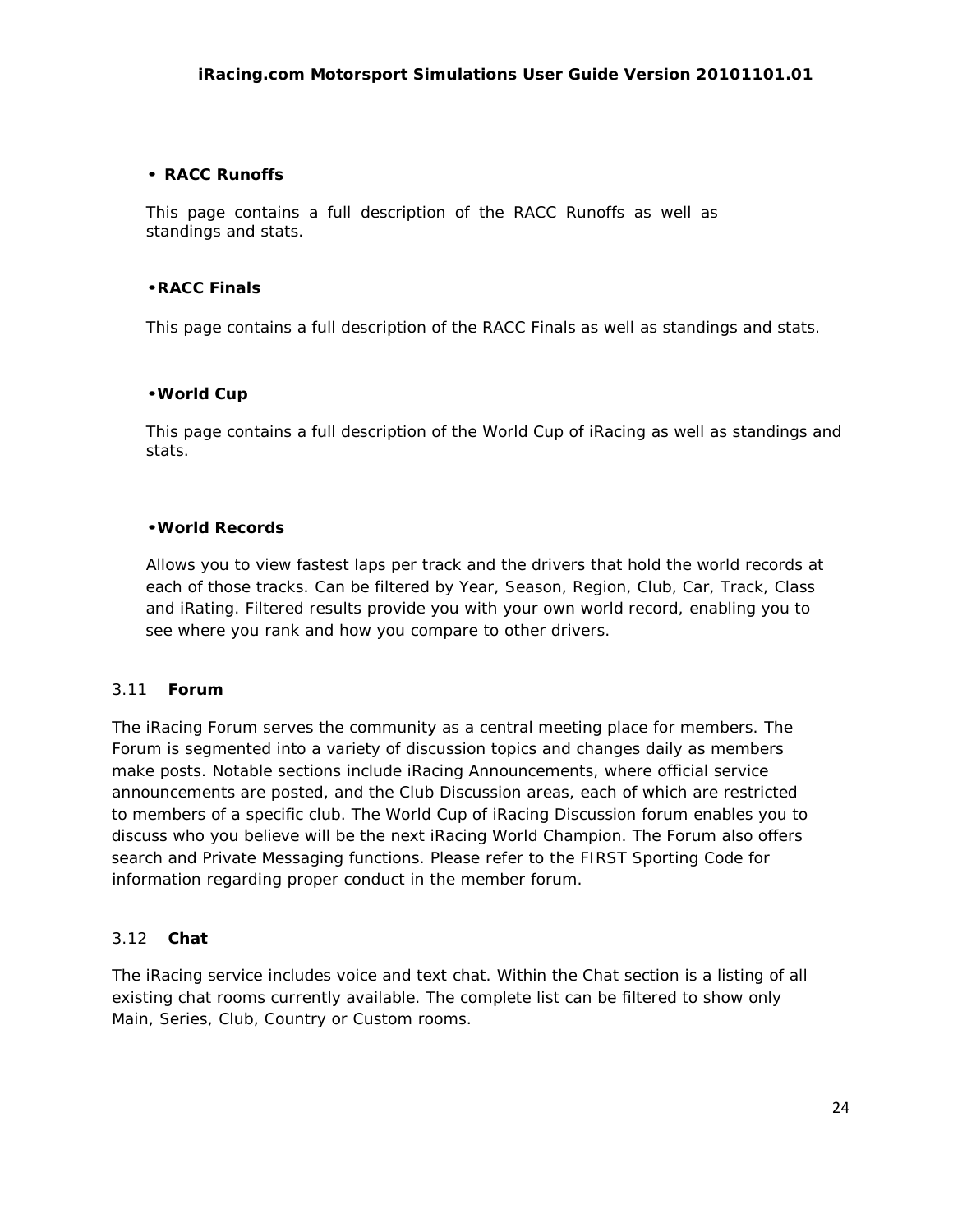- **RACC Runoffs**

  This page contains a full description of the RACC Runoffs as well as standings and stats.

- **RACC Finals**

  This page contains a full description of the RACC Finals as well as standings and stats.

- **World Cup**

  This page contains a full description of the World Cup of iRacing as well as standings and stats.

- **World Records**

  Allows you to view fastest laps per track and the drivers that hold the world records at each of those tracks. Can be filtered by Year, Season, Region, Club, Car, Track, Class and iRating. Filtered results provide you with your own world record, enabling you to see where you rank and how you compare to other drivers.

## 3.11 Forum

The iRacing Forum serves the community as a central meeting place for members. The Forum is segmented into a variety of discussion topics and changes daily as members make posts. Notable sections include iRacing Announcements, where official service announcements are posted, and the Club Discussion areas, each of which are restricted to members of a specific club. The World Cup of iRacing Discussion forum enables you to discuss who you believe will be the next iRacing World Champion. The Forum also offers search and Private Messaging functions. Please refer to the FIRST Sporting Code for information regarding proper conduct in the member forum.

## 3.12 Chat

The iRacing service includes voice and text chat. Within the Chat section is a listing of all existing chat rooms currently available. The complete list can be filtered to show only Main, Series, Club, Country or Custom rooms.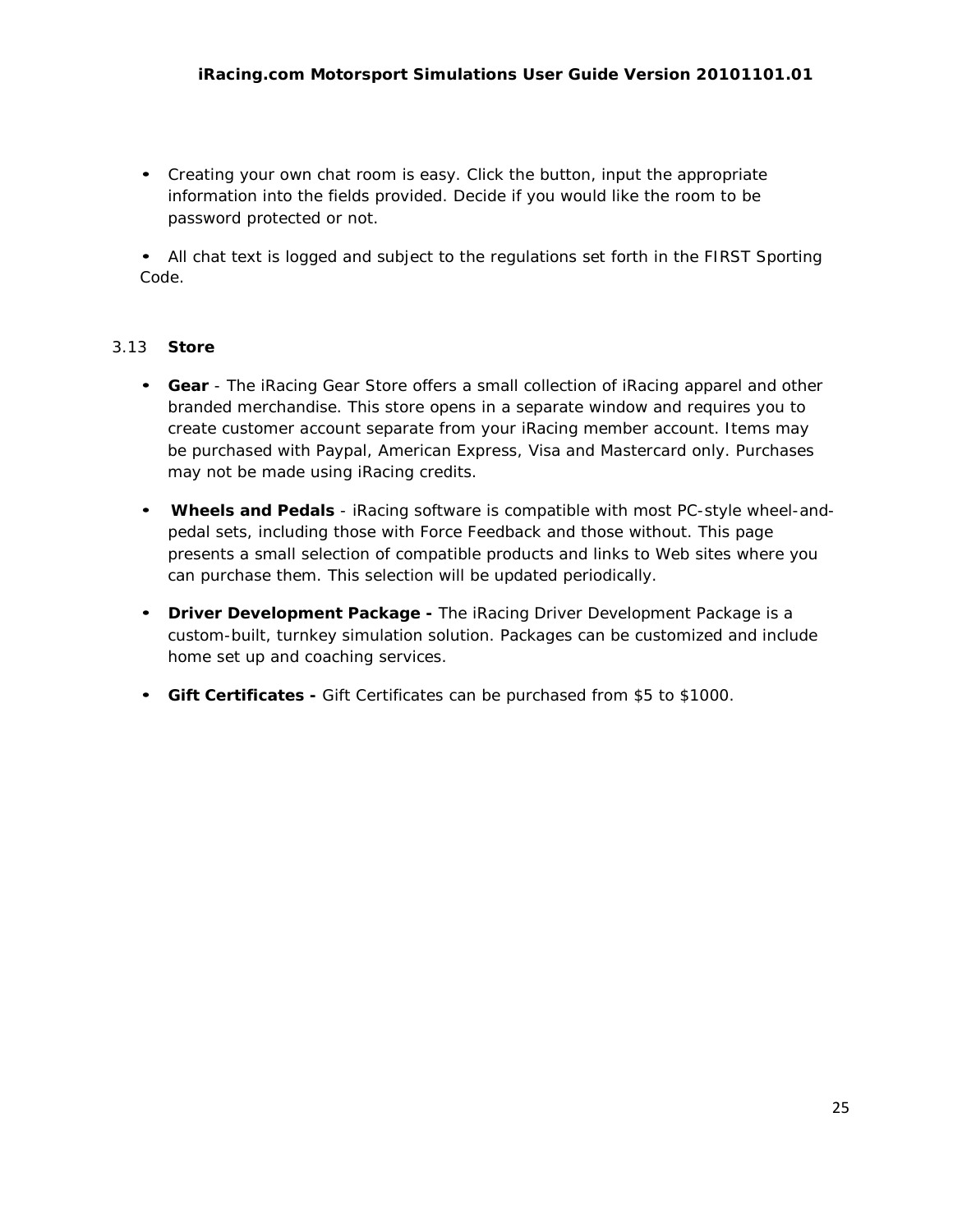- Creating your own chat room is easy. Click the button, input the appropriate information into the fields provided. Decide if you would like the room to be password protected or not.

- All chat text is logged and subject to the regulations set forth in the FIRST Sporting Code.

## 3.13 Store

- **Gear** - The iRacing Gear Store offers a small collection of iRacing apparel and other branded merchandise. This store opens in a separate window and requires you to create customer account separate from your iRacing member account. Items may be purchased with Paypal, American Express, Visa and Mastercard only. Purchases may not be made using iRacing credits.

- **Wheels and Pedals** - iRacing software is compatible with most PC-style wheel-and-pedal sets, including those with Force Feedback and those without. This page presents a small selection of compatible products and links to Web sites where you can purchase them. This selection will be updated periodically.

- **Driver Development Package -** The iRacing Driver Development Package is a custom-built, turnkey simulation solution. Packages can be customized and include home set up and coaching services.

- **Gift Certificates -** Gift Certificates can be purchased from $5 to $1000.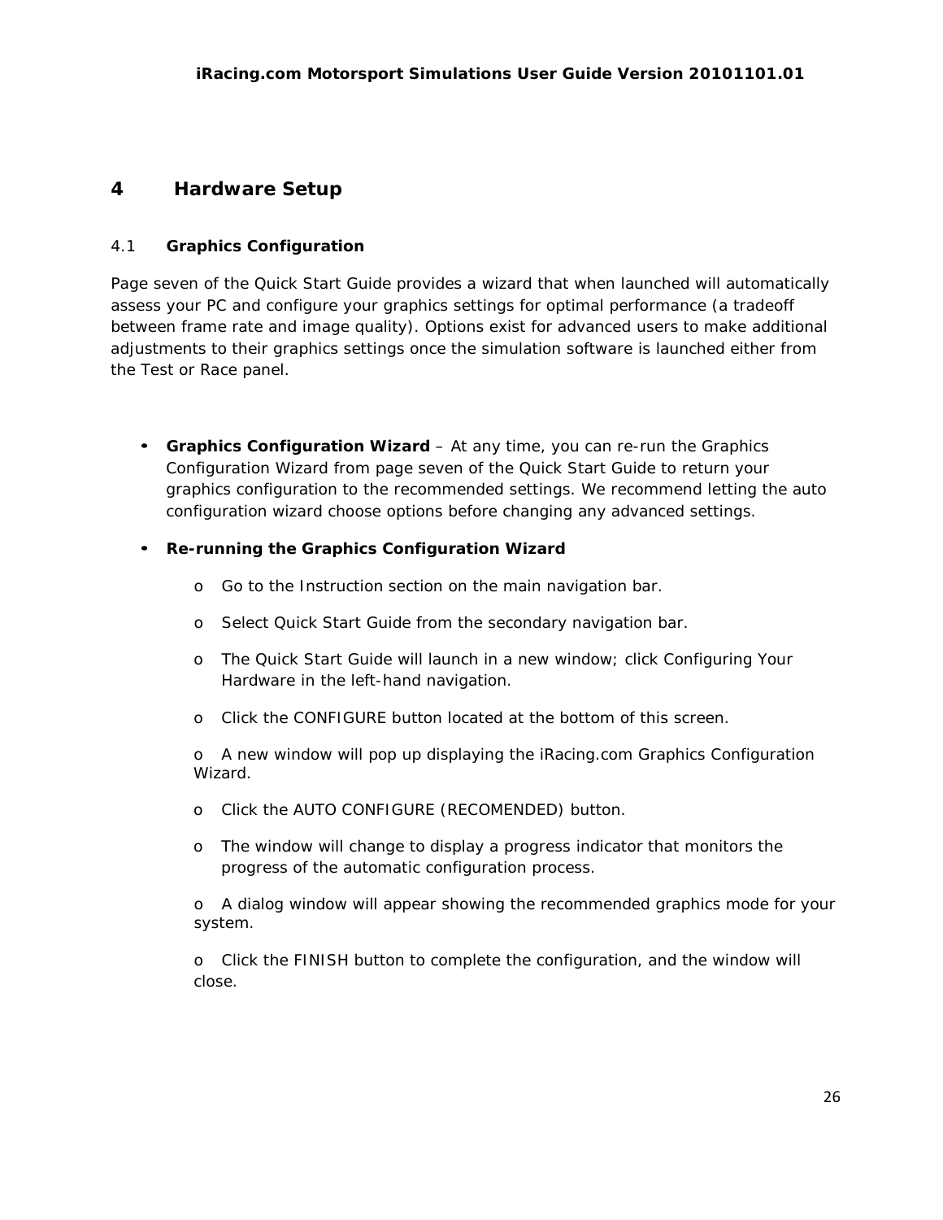# 4 Hardware Setup

## 4.1 Graphics Configuration

Page seven of the Quick Start Guide provides a wizard that when launched will automatically assess your PC and configure your graphics settings for optimal performance (a tradeoff between frame rate and image quality). Options exist for advanced users to make additional adjustments to their graphics settings once the simulation software is launched either from the Test or Race panel.

- **Graphics Configuration Wizard** – At any time, you can re-run the Graphics Configuration Wizard from page seven of the Quick Start Guide to return your graphics configuration to the recommended settings. We recommend letting the auto configuration wizard choose options before changing any advanced settings.
- **Re-running the Graphics Configuration Wizard**
  - Go to the Instruction section on the main navigation bar.
  - Select Quick Start Guide from the secondary navigation bar.
  - The Quick Start Guide will launch in a new window; click Configuring Your Hardware in the left-hand navigation.
  - Click the CONFIGURE button located at the bottom of this screen.
  - A new window will pop up displaying the iRacing.com Graphics Configuration Wizard.
  - Click the AUTO CONFIGURE (RECOMENDED) button.
  - The window will change to display a progress indicator that monitors the progress of the automatic configuration process.
  - A dialog window will appear showing the recommended graphics mode for your system.
  - Click the FINISH button to complete the configuration, and the window will close.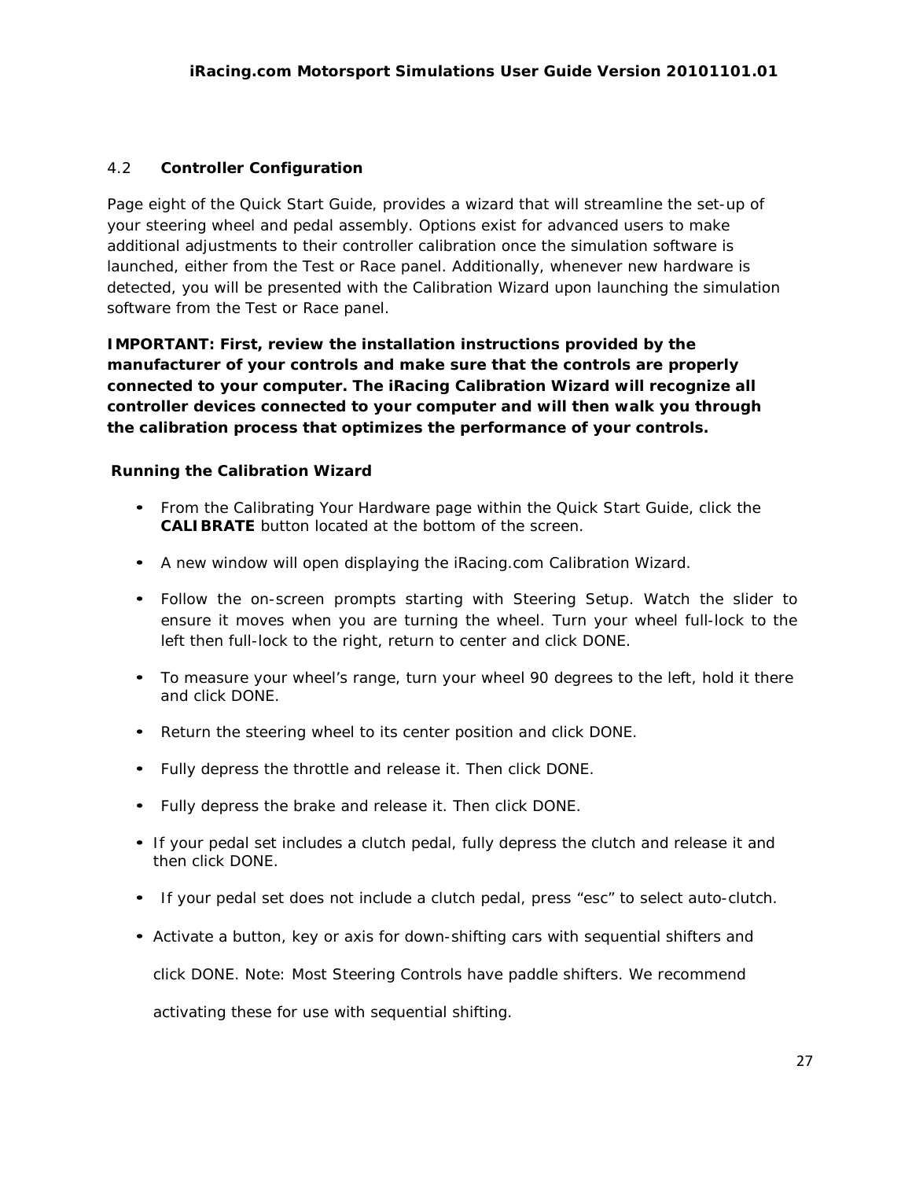## 4.2 Controller Configuration

Page eight of the Quick Start Guide, provides a wizard that will streamline the set-up of your steering wheel and pedal assembly. Options exist for advanced users to make additional adjustments to their controller calibration once the simulation software is launched, either from the Test or Race panel. Additionally, whenever new hardware is detected, you will be presented with the Calibration Wizard upon launching the simulation software from the Test or Race panel.

**IMPORTANT: First, review the installation instructions provided by the manufacturer of your controls and make sure that the controls are properly connected to your computer. The iRacing Calibration Wizard will recognize all controller devices connected to your computer and will then walk you through the calibration process that optimizes the performance of your controls.**

### Running the Calibration Wizard

- From the Calibrating Your Hardware page within the Quick Start Guide, click the **CALIBRATE** button located at the bottom of the screen.
- A new window will open displaying the iRacing.com Calibration Wizard.
- Follow the on-screen prompts starting with Steering Setup. Watch the slider to ensure it moves when you are turning the wheel. Turn your wheel full-lock to the left then full-lock to the right, return to center and click DONE.
- To measure your wheel's range, turn your wheel 90 degrees to the left, hold it there and click DONE.
- Return the steering wheel to its center position and click DONE.
- Fully depress the throttle and release it. Then click DONE.
- Fully depress the brake and release it. Then click DONE.
- If your pedal set includes a clutch pedal, fully depress the clutch and release it and then click DONE.
- If your pedal set does not include a clutch pedal, press "esc" to select auto-clutch.
- Activate a button, key or axis for down-shifting cars with sequential shifters and click DONE. Note: Most Steering Controls have paddle shifters. We recommend activating these for use with sequential shifting.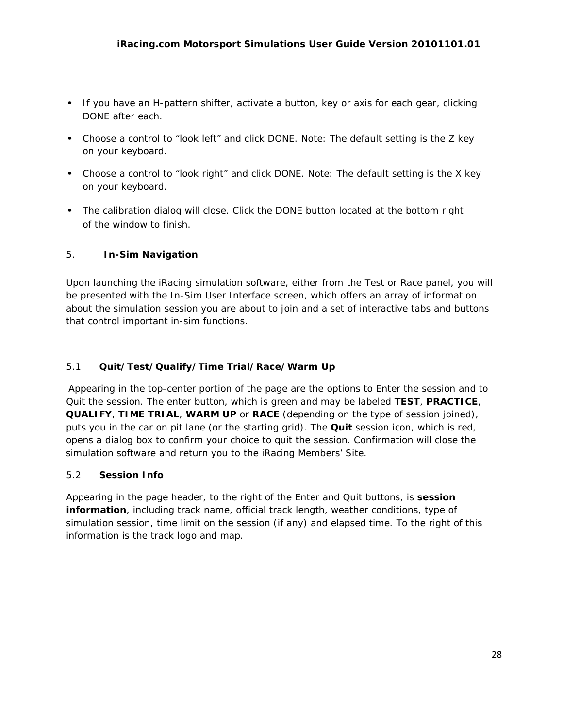- If you have an H-pattern shifter, activate a button, key or axis for each gear, clicking DONE after each.
- Choose a control to "look left" and click DONE. Note: The default setting is the Z key on your keyboard.
- Choose a control to "look right" and click DONE. Note: The default setting is the X key on your keyboard.
- The calibration dialog will close. Click the DONE button located at the bottom right of the window to finish.

## 5. In-Sim Navigation

Upon launching the iRacing simulation software, either from the Test or Race panel, you will be presented with the In-Sim User Interface screen, which offers an array of information about the simulation session you are about to join and a set of interactive tabs and buttons that control important in-sim functions.

### 5.1 Quit/Test/Qualify/Time Trial/Race/Warm Up

Appearing in the top-center portion of the page are the options to Enter the session and to Quit the session. The enter button, which is green and may be labeled **TEST**, **PRACTICE**, **QUALIFY**, **TIME TRIAL**, **WARM UP** or **RACE** (depending on the type of session joined), puts you in the car on pit lane (or the starting grid). The **Quit** session icon, which is red, opens a dialog box to confirm your choice to quit the session. Confirmation will close the simulation software and return you to the iRacing Members' Site.

### 5.2 Session Info

Appearing in the page header, to the right of the Enter and Quit buttons, is **session information**, including track name, official track length, weather conditions, type of simulation session, time limit on the session (if any) and elapsed time. To the right of this information is the track logo and map.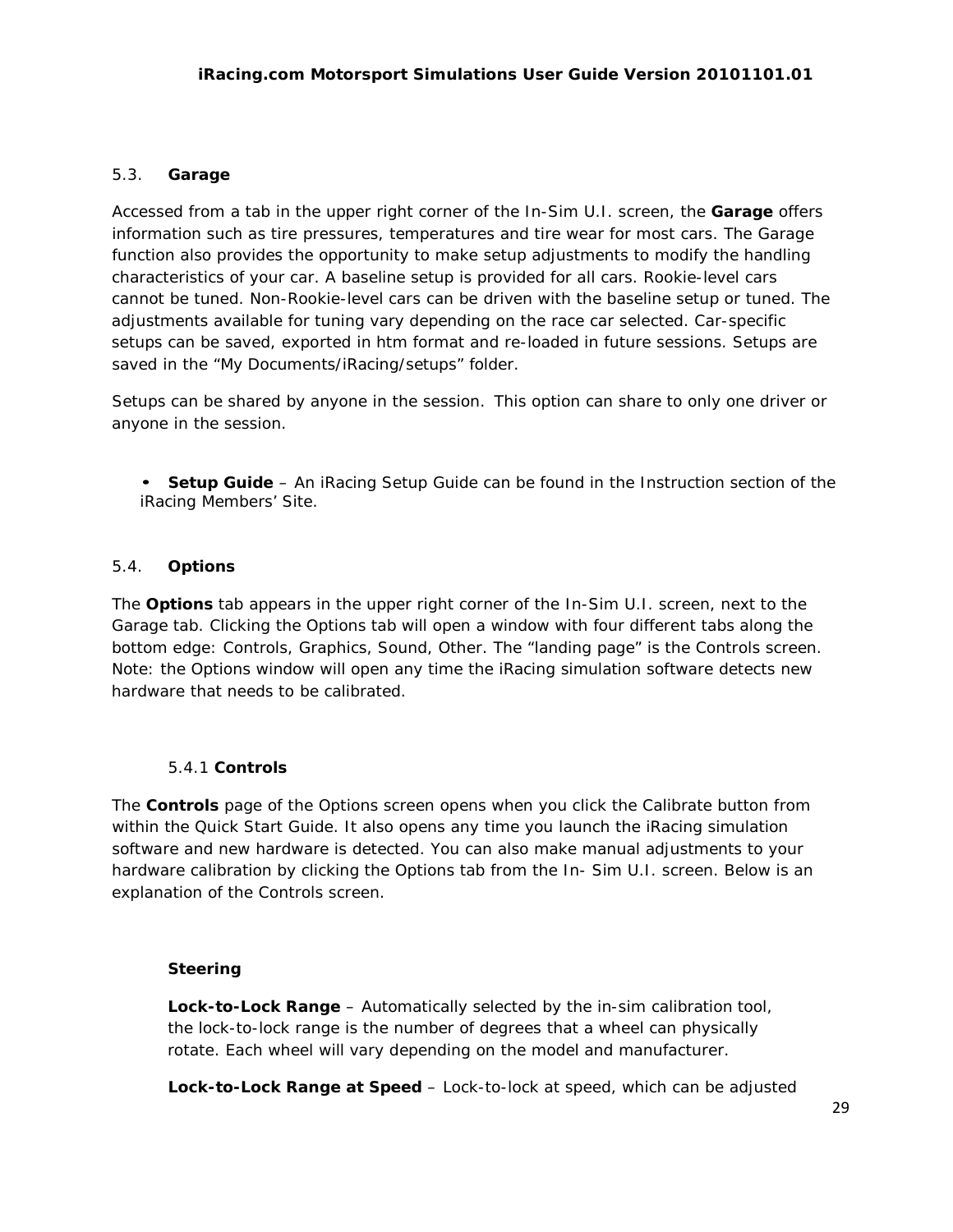## 5.3. Garage

Accessed from a tab in the upper right corner of the In-Sim U.I. screen, the **Garage** offers information such as tire pressures, temperatures and tire wear for most cars. The Garage function also provides the opportunity to make setup adjustments to modify the handling characteristics of your car. A baseline setup is provided for all cars. Rookie-level cars cannot be tuned. Non-Rookie-level cars can be driven with the baseline setup or tuned. The adjustments available for tuning vary depending on the race car selected. Car-specific setups can be saved, exported in htm format and re-loaded in future sessions. Setups are saved in the “My Documents/iRacing/setups” folder.

Setups can be shared by anyone in the session. This option can share to only one driver or anyone in the session.

- **Setup Guide** – An iRacing Setup Guide can be found in the Instruction section of the iRacing Members’ Site.

## 5.4. Options

The **Options** tab appears in the upper right corner of the In-Sim U.I. screen, next to the Garage tab. Clicking the Options tab will open a window with four different tabs along the bottom edge: Controls, Graphics, Sound, Other. The “landing page” is the Controls screen. Note: the Options window will open any time the iRacing simulation software detects new hardware that needs to be calibrated.

### 5.4.1 Controls

The **Controls** page of the Options screen opens when you click the Calibrate button from within the Quick Start Guide. It also opens any time you launch the iRacing simulation software and new hardware is detected. You can also make manual adjustments to your hardware calibration by clicking the Options tab from the In- Sim U.I. screen. Below is an explanation of the Controls screen.

**Steering**

**Lock-to-Lock Range** – Automatically selected by the in-sim calibration tool, the lock-to-lock range is the number of degrees that a wheel can physically rotate. Each wheel will vary depending on the model and manufacturer.

**Lock-to-Lock Range at Speed** – Lock-to-lock at speed, which can be adjusted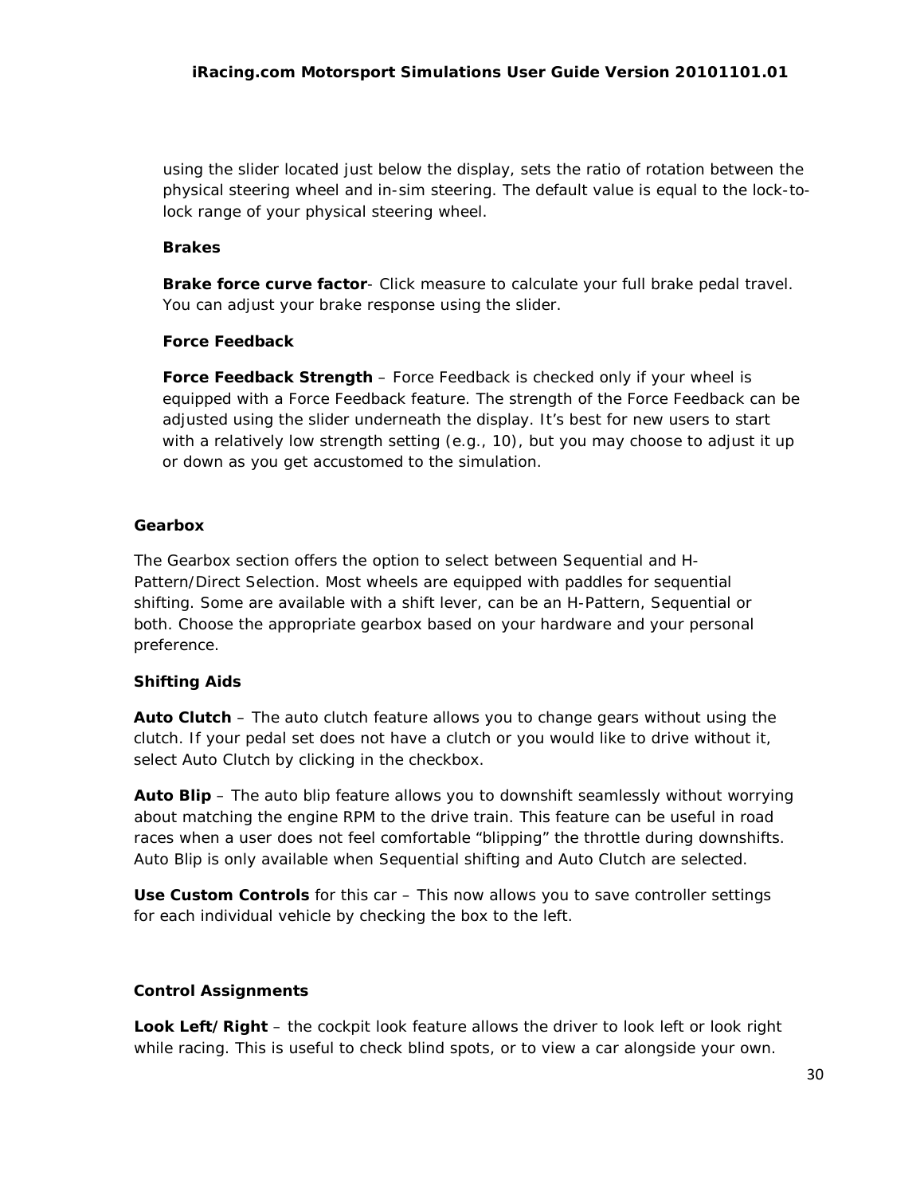using the slider located just below the display, sets the ratio of rotation between the physical steering wheel and in-sim steering. The default value is equal to the lock-to-lock range of your physical steering wheel.

**Brakes**

**Brake force curve factor**- Click measure to calculate your full brake pedal travel. You can adjust your brake response using the slider.

**Force Feedback**

**Force Feedback Strength** – Force Feedback is checked only if your wheel is equipped with a Force Feedback feature. The strength of the Force Feedback can be adjusted using the slider underneath the display. It's best for new users to start with a relatively low strength setting (e.g., 10), but you may choose to adjust it up or down as you get accustomed to the simulation.

**Gearbox**

The Gearbox section offers the option to select between Sequential and H-Pattern/Direct Selection. Most wheels are equipped with paddles for sequential shifting. Some are available with a shift lever, can be an H-Pattern, Sequential or both. Choose the appropriate gearbox based on your hardware and your personal preference.

**Shifting Aids**

**Auto Clutch** – The auto clutch feature allows you to change gears without using the clutch. If your pedal set does not have a clutch or you would like to drive without it, select Auto Clutch by clicking in the checkbox.

**Auto Blip** – The auto blip feature allows you to downshift seamlessly without worrying about matching the engine RPM to the drive train. This feature can be useful in road races when a user does not feel comfortable "blipping" the throttle during downshifts. Auto Blip is only available when Sequential shifting and Auto Clutch are selected.

**Use Custom Controls** for this car – This now allows you to save controller settings for each individual vehicle by checking the box to the left.

**Control Assignments**

**Look Left/Right** – the cockpit look feature allows the driver to look left or look right while racing. This is useful to check blind spots, or to view a car alongside your own.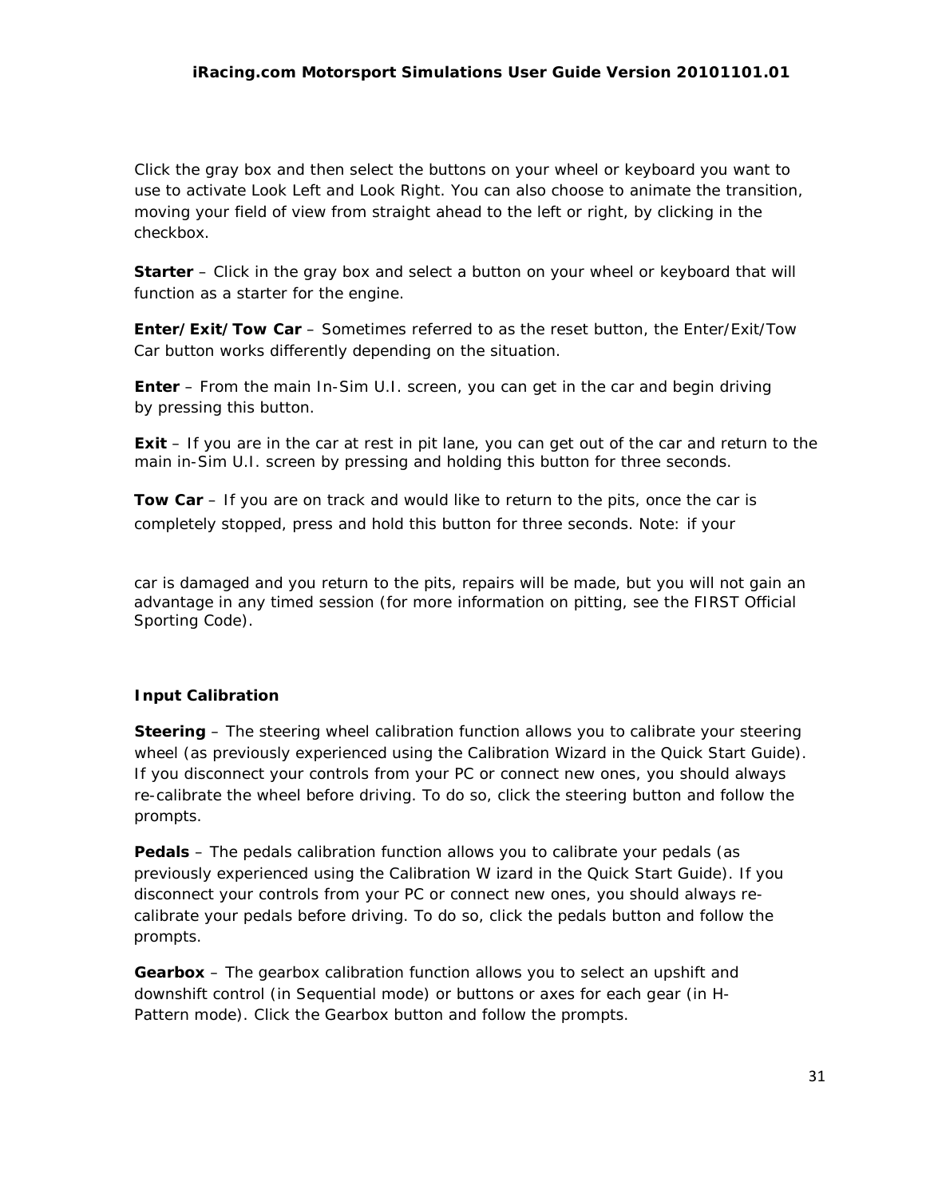Click the gray box and then select the buttons on your wheel or keyboard you want to use to activate Look Left and Look Right. You can also choose to animate the transition, moving your field of view from straight ahead to the left or right, by clicking in the checkbox.

**Starter** – Click in the gray box and select a button on your wheel or keyboard that will function as a starter for the engine.

**Enter/Exit/Tow Car** – Sometimes referred to as the reset button, the Enter/Exit/Tow Car button works differently depending on the situation.

**Enter** – From the main In-Sim U.I. screen, you can get in the car and begin driving by pressing this button.

**Exit** – If you are in the car at rest in pit lane, you can get out of the car and return to the main in-Sim U.I. screen by pressing and holding this button for three seconds.

**Tow Car** – If you are on track and would like to return to the pits, once the car is completely stopped, press and hold this button for three seconds. Note: if your car is damaged and you return to the pits, repairs will be made, but you will not gain an advantage in any timed session (for more information on pitting, see the FIRST Official Sporting Code).

**Input Calibration**

**Steering** – The steering wheel calibration function allows you to calibrate your steering wheel (as previously experienced using the Calibration Wizard in the Quick Start Guide). If you disconnect your controls from your PC or connect new ones, you should always re-calibrate the wheel before driving. To do so, click the steering button and follow the prompts.

**Pedals** – The pedals calibration function allows you to calibrate your pedals (as previously experienced using the Calibration Wizard in the Quick Start Guide). If you disconnect your controls from your PC or connect new ones, you should always re-calibrate your pedals before driving. To do so, click the pedals button and follow the prompts.

**Gearbox** – The gearbox calibration function allows you to select an upshift and downshift control (in Sequential mode) or buttons or axes for each gear (in H-Pattern mode). Click the Gearbox button and follow the prompts.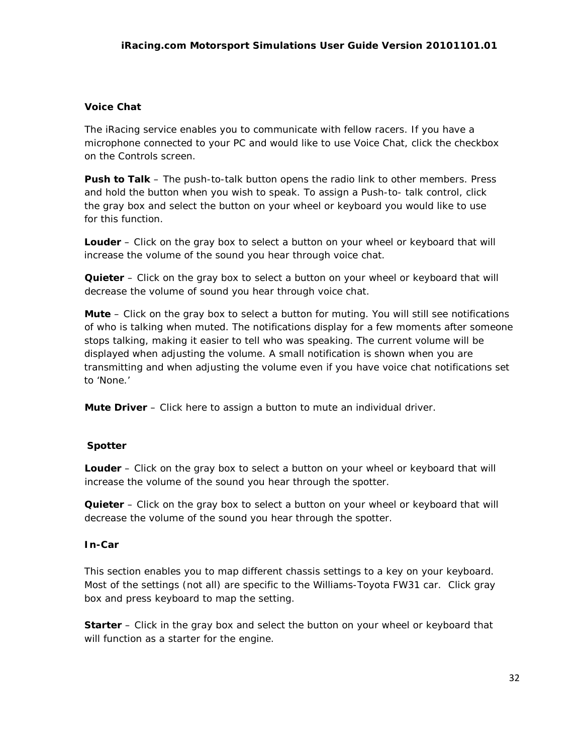### Voice Chat

The iRacing service enables you to communicate with fellow racers. If you have a microphone connected to your PC and would like to use Voice Chat, click the checkbox on the Controls screen.

**Push to Talk** – The push-to-talk button opens the radio link to other members. Press and hold the button when you wish to speak. To assign a Push-to- talk control, click the gray box and select the button on your wheel or keyboard you would like to use for this function.

**Louder** – Click on the gray box to select a button on your wheel or keyboard that will increase the volume of the sound you hear through voice chat.

**Quieter** – Click on the gray box to select a button on your wheel or keyboard that will decrease the volume of sound you hear through voice chat.

**Mute** – Click on the gray box to select a button for muting. You will still see notifications of who is talking when muted. The notifications display for a few moments after someone stops talking, making it easier to tell who was speaking. The current volume will be displayed when adjusting the volume. A small notification is shown when you are transmitting and when adjusting the volume even if you have voice chat notifications set to 'None.'

**Mute Driver** – Click here to assign a button to mute an individual driver.

### Spotter

**Louder** – Click on the gray box to select a button on your wheel or keyboard that will increase the volume of the sound you hear through the spotter.

**Quieter** – Click on the gray box to select a button on your wheel or keyboard that will decrease the volume of the sound you hear through the spotter.

### In-Car

This section enables you to map different chassis settings to a key on your keyboard. Most of the settings (not all) are specific to the Williams-Toyota FW31 car. Click gray box and press keyboard to map the setting.

**Starter** – Click in the gray box and select the button on your wheel or keyboard that will function as a starter for the engine.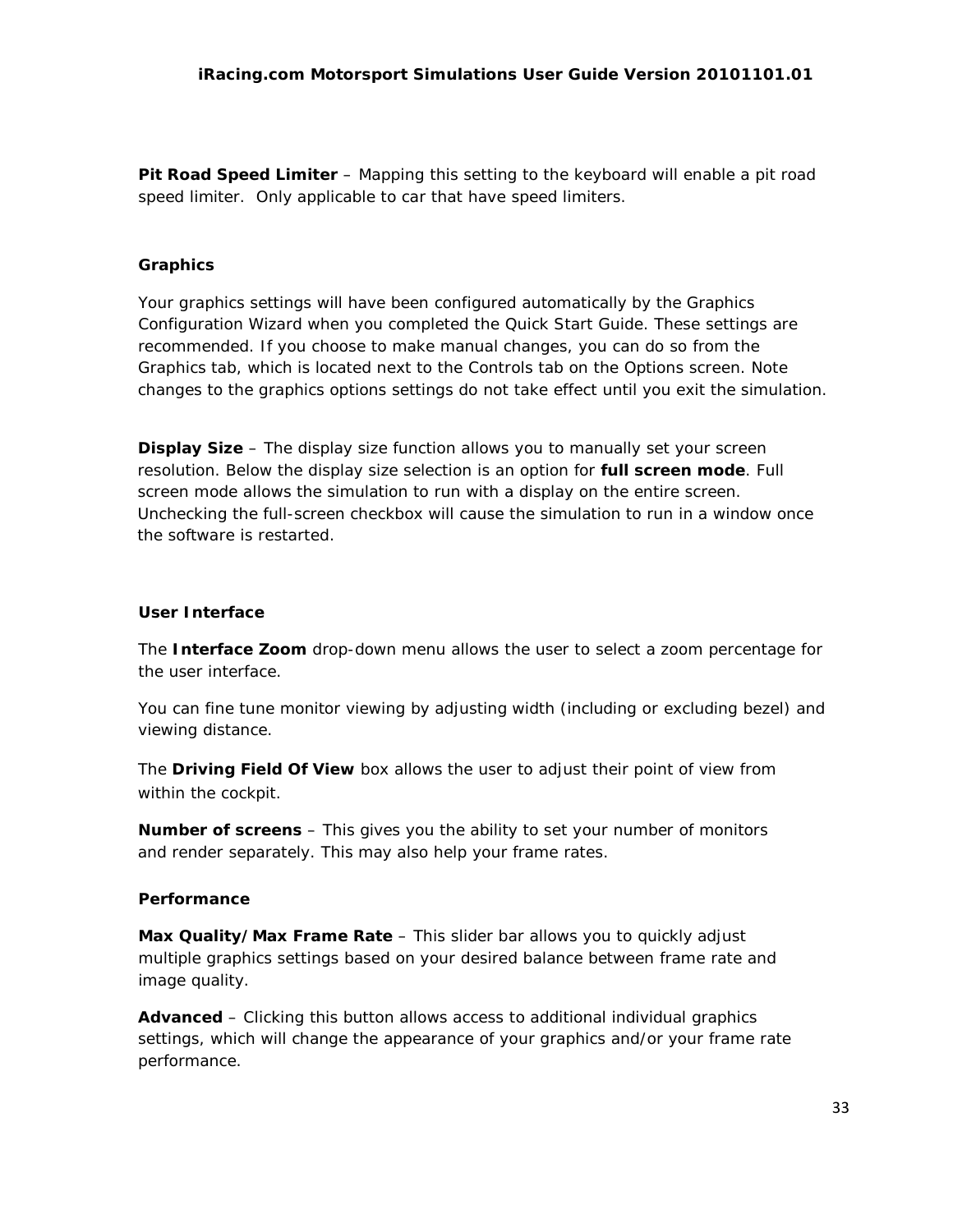**Pit Road Speed Limiter** – Mapping this setting to the keyboard will enable a pit road speed limiter. Only applicable to car that have speed limiters.

### Graphics

Your graphics settings will have been configured automatically by the Graphics Configuration Wizard when you completed the Quick Start Guide. These settings are recommended. If you choose to make manual changes, you can do so from the Graphics tab, which is located next to the Controls tab on the Options screen. Note changes to the graphics options settings do not take effect until you exit the simulation.

**Display Size** – The display size function allows you to manually set your screen resolution. Below the display size selection is an option for **full screen mode**. Full screen mode allows the simulation to run with a display on the entire screen. Unchecking the full-screen checkbox will cause the simulation to run in a window once the software is restarted.

### User Interface

The **Interface Zoom** drop-down menu allows the user to select a zoom percentage for the user interface.

You can fine tune monitor viewing by adjusting width (including or excluding bezel) and viewing distance.

The **Driving Field Of View** box allows the user to adjust their point of view from within the cockpit.

**Number of screens** – This gives you the ability to set your number of monitors and render separately. This may also help your frame rates.

### Performance

**Max Quality/Max Frame Rate** – This slider bar allows you to quickly adjust multiple graphics settings based on your desired balance between frame rate and image quality.

**Advanced** – Clicking this button allows access to additional individual graphics settings, which will change the appearance of your graphics and/or your frame rate performance.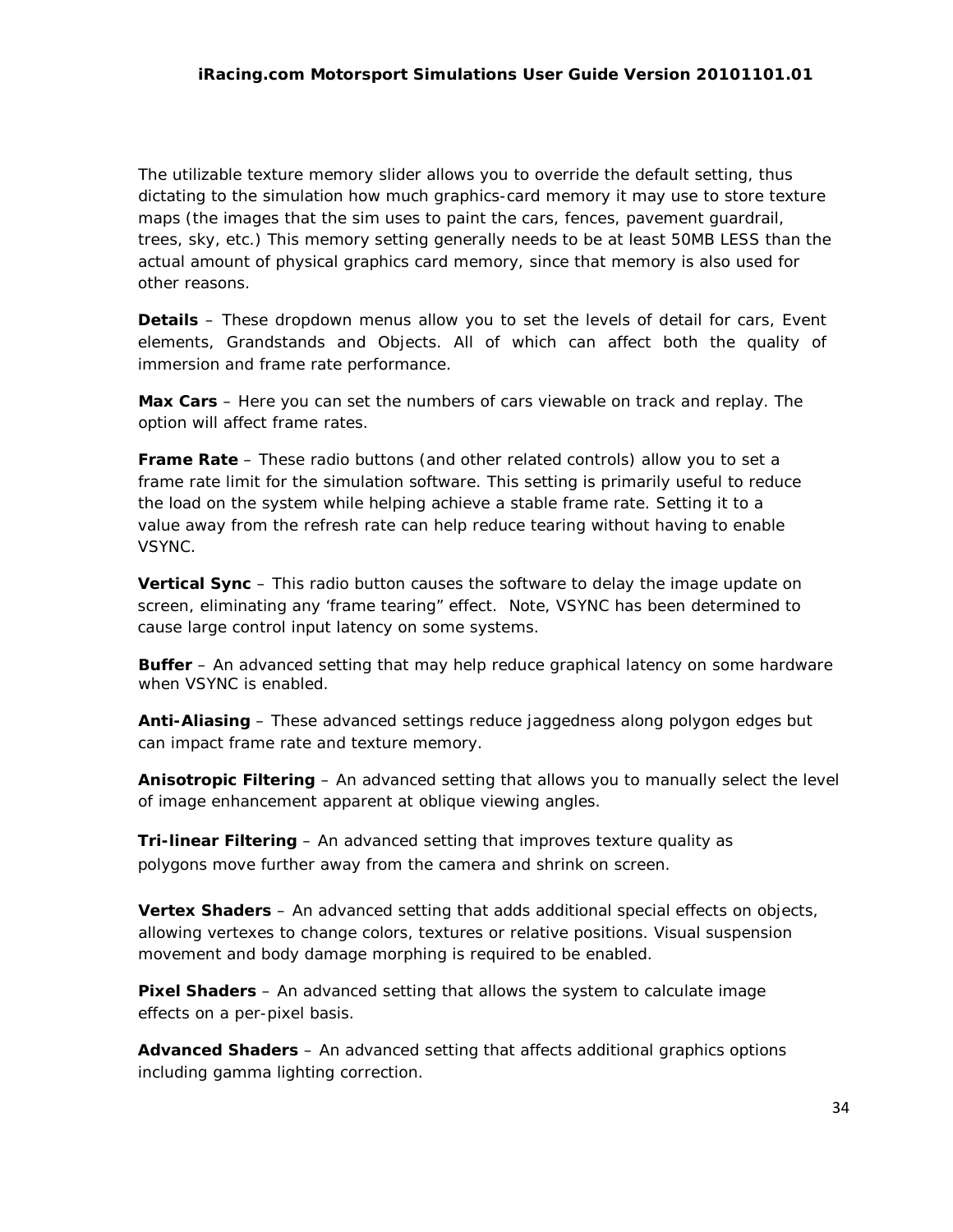The utilizable texture memory slider allows you to override the default setting, thus dictating to the simulation how much graphics-card memory it may use to store texture maps (the images that the sim uses to paint the cars, fences, pavement guardrail, trees, sky, etc.) This memory setting generally needs to be at least 50MB LESS than the actual amount of physical graphics card memory, since that memory is also used for other reasons.

**Details** – These dropdown menus allow you to set the levels of detail for cars, Event elements, Grandstands and Objects. All of which can affect both the quality of immersion and frame rate performance.

**Max Cars** – Here you can set the numbers of cars viewable on track and replay. The option will affect frame rates.

**Frame Rate** – These radio buttons (and other related controls) allow you to set a frame rate limit for the simulation software. This setting is primarily useful to reduce the load on the system while helping achieve a stable frame rate. Setting it to a value away from the refresh rate can help reduce tearing without having to enable VSYNC.

**Vertical Sync** – This radio button causes the software to delay the image update on screen, eliminating any 'frame tearing" effect. Note, VSYNC has been determined to cause large control input latency on some systems.

**Buffer** – An advanced setting that may help reduce graphical latency on some hardware when VSYNC is enabled.

**Anti-Aliasing** – These advanced settings reduce jaggedness along polygon edges but can impact frame rate and texture memory.

**Anisotropic Filtering** – An advanced setting that allows you to manually select the level of image enhancement apparent at oblique viewing angles.

**Tri-linear Filtering** – An advanced setting that improves texture quality as polygons move further away from the camera and shrink on screen.

**Vertex Shaders** – An advanced setting that adds additional special effects on objects, allowing vertexes to change colors, textures or relative positions. Visual suspension movement and body damage morphing is required to be enabled.

**Pixel Shaders** – An advanced setting that allows the system to calculate image effects on a per-pixel basis.

**Advanced Shaders** – An advanced setting that affects additional graphics options including gamma lighting correction.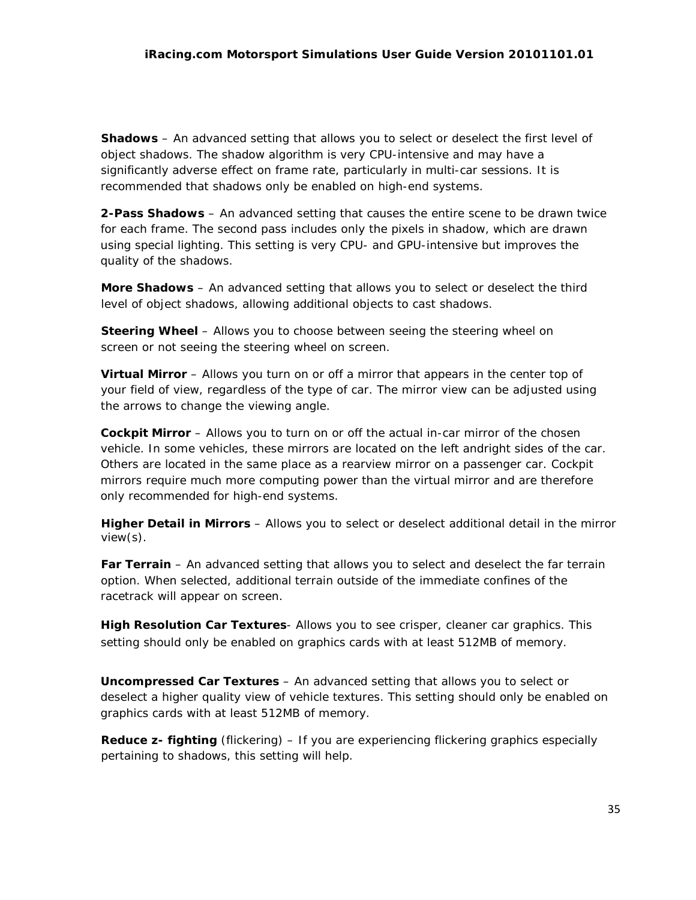**Shadows** – An advanced setting that allows you to select or deselect the first level of object shadows. The shadow algorithm is very CPU-intensive and may have a significantly adverse effect on frame rate, particularly in multi-car sessions. It is recommended that shadows only be enabled on high-end systems.

**2-Pass Shadows** – An advanced setting that causes the entire scene to be drawn twice for each frame. The second pass includes only the pixels in shadow, which are drawn using special lighting. This setting is very CPU- and GPU-intensive but improves the quality of the shadows.

**More Shadows** – An advanced setting that allows you to select or deselect the third level of object shadows, allowing additional objects to cast shadows.

**Steering Wheel** – Allows you to choose between seeing the steering wheel on screen or not seeing the steering wheel on screen.

**Virtual Mirror** – Allows you turn on or off a mirror that appears in the center top of your field of view, regardless of the type of car. The mirror view can be adjusted using the arrows to change the viewing angle.

**Cockpit Mirror** – Allows you to turn on or off the actual in-car mirror of the chosen vehicle. In some vehicles, these mirrors are located on the left andright sides of the car. Others are located in the same place as a rearview mirror on a passenger car. Cockpit mirrors require much more computing power than the virtual mirror and are therefore only recommended for high-end systems.

**Higher Detail in Mirrors** – Allows you to select or deselect additional detail in the mirror view(s).

**Far Terrain** – An advanced setting that allows you to select and deselect the far terrain option. When selected, additional terrain outside of the immediate confines of the racetrack will appear on screen.

**High Resolution Car Textures**- Allows you to see crisper, cleaner car graphics. This setting should only be enabled on graphics cards with at least 512MB of memory.

**Uncompressed Car Textures** – An advanced setting that allows you to select or deselect a higher quality view of vehicle textures. This setting should only be enabled on graphics cards with at least 512MB of memory.

**Reduce z- fighting** (flickering) – If you are experiencing flickering graphics especially pertaining to shadows, this setting will help.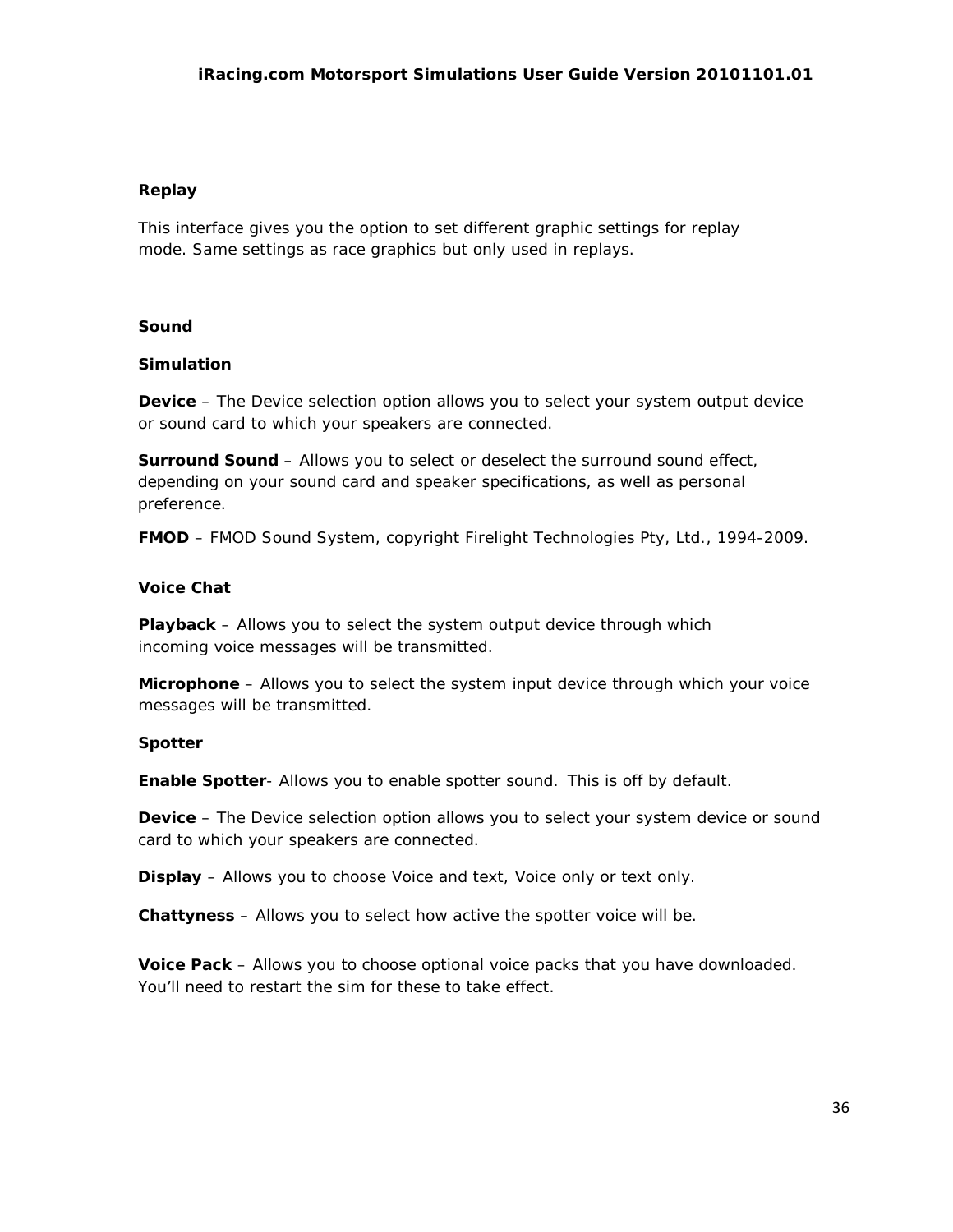### Replay

This interface gives you the option to set different graphic settings for replay mode. Same settings as race graphics but only used in replays.

### Sound

#### Simulation

**Device** – The Device selection option allows you to select your system output device or sound card to which your speakers are connected.

**Surround Sound** – Allows you to select or deselect the surround sound effect, depending on your sound card and speaker specifications, as well as personal preference.

**FMOD** – FMOD Sound System, copyright Firelight Technologies Pty, Ltd., 1994-2009.

#### Voice Chat

**Playback** – Allows you to select the system output device through which incoming voice messages will be transmitted.

**Microphone** – Allows you to select the system input device through which your voice messages will be transmitted.

#### Spotter

**Enable Spotter**- Allows you to enable spotter sound.  This is off by default.

**Device** – The Device selection option allows you to select your system device or sound card to which your speakers are connected.

**Display** – Allows you to choose Voice and text, Voice only or text only.

**Chattyness** – Allows you to select how active the spotter voice will be.

**Voice Pack** – Allows you to choose optional voice packs that you have downloaded. You'll need to restart the sim for these to take effect.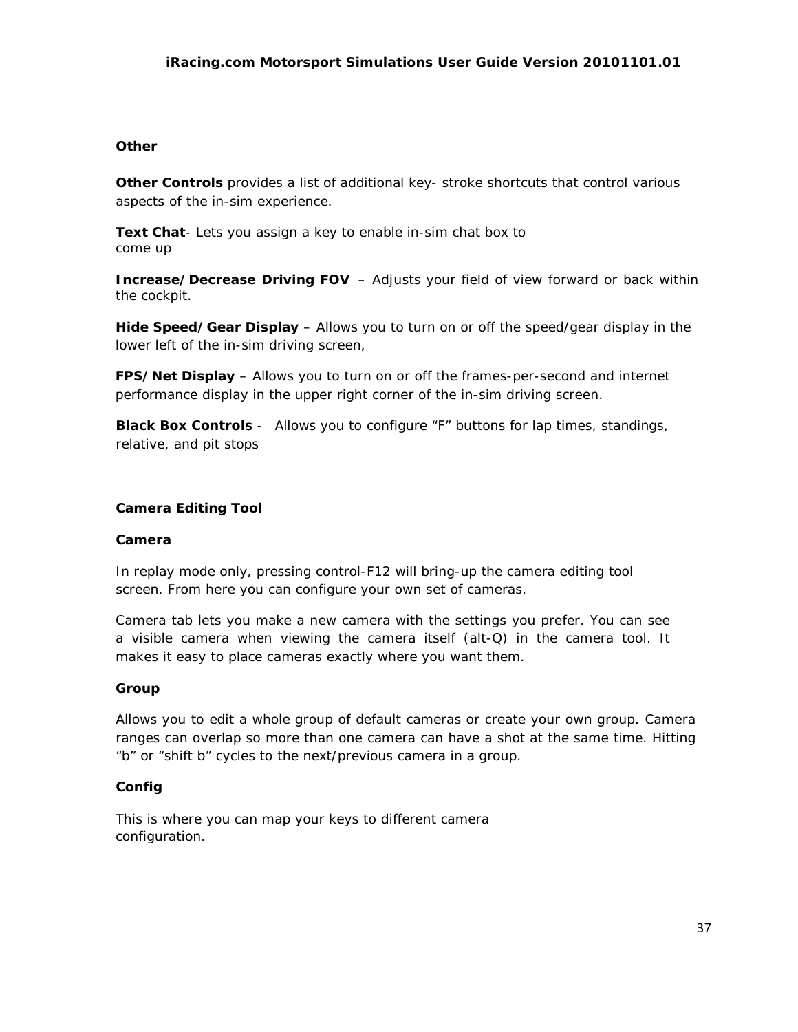### Other

**Other Controls** provides a list of additional key- stroke shortcuts that control various aspects of the in-sim experience.

**Text Chat**- Lets you assign a key to enable in-sim chat box to come up

**Increase/Decrease Driving FOV** – Adjusts your field of view forward or back within the cockpit.

**Hide Speed/Gear Display** – Allows you to turn on or off the speed/gear display in the lower left of the in-sim driving screen,

**FPS/Net Display** – Allows you to turn on or off the frames-per-second and internet performance display in the upper right corner of the in-sim driving screen.

**Black Box Controls** - Allows you to configure "F" buttons for lap times, standings, relative, and pit stops

### Camera Editing Tool

#### Camera

In replay mode only, pressing control-F12 will bring-up the camera editing tool screen. From here you can configure your own set of cameras.

Camera tab lets you make a new camera with the settings you prefer. You can see a visible camera when viewing the camera itself (alt-Q) in the camera tool. It makes it easy to place cameras exactly where you want them.

#### Group

Allows you to edit a whole group of default cameras or create your own group. Camera ranges can overlap so more than one camera can have a shot at the same time. Hitting "b" or "shift b" cycles to the next/previous camera in a group.

#### Config

This is where you can map your keys to different camera configuration.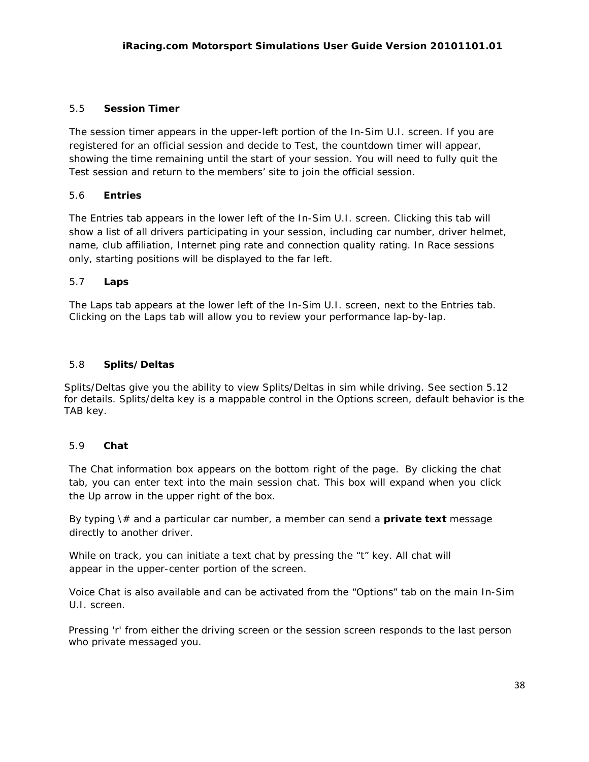## 5.5 Session Timer

The session timer appears in the upper-left portion of the In-Sim U.I. screen. If you are registered for an official session and decide to Test, the countdown timer will appear, showing the time remaining until the start of your session. You will need to fully quit the Test session and return to the members' site to join the official session.

## 5.6 Entries

The Entries tab appears in the lower left of the In-Sim U.I. screen. Clicking this tab will show a list of all drivers participating in your session, including car number, driver helmet, name, club affiliation, Internet ping rate and connection quality rating. In Race sessions only, starting positions will be displayed to the far left.

## 5.7 Laps

The Laps tab appears at the lower left of the In-Sim U.I. screen, next to the Entries tab. Clicking on the Laps tab will allow you to review your performance lap-by-lap.

## 5.8 Splits/Deltas

Splits/Deltas give you the ability to view Splits/Deltas in sim while driving. See section 5.12 for details. Splits/delta key is a mappable control in the Options screen, default behavior is the TAB key.

## 5.9 Chat

The Chat information box appears on the bottom right of the page. By clicking the chat tab, you can enter text into the main session chat. This box will expand when you click the Up arrow in the upper right of the box.

By typing \# and a particular car number, a member can send a **private text** message directly to another driver.

While on track, you can initiate a text chat by pressing the "t" key. All chat will appear in the upper-center portion of the screen.

Voice Chat is also available and can be activated from the "Options" tab on the main In-Sim U.I. screen.

Pressing 'r' from either the driving screen or the session screen responds to the last person who private messaged you.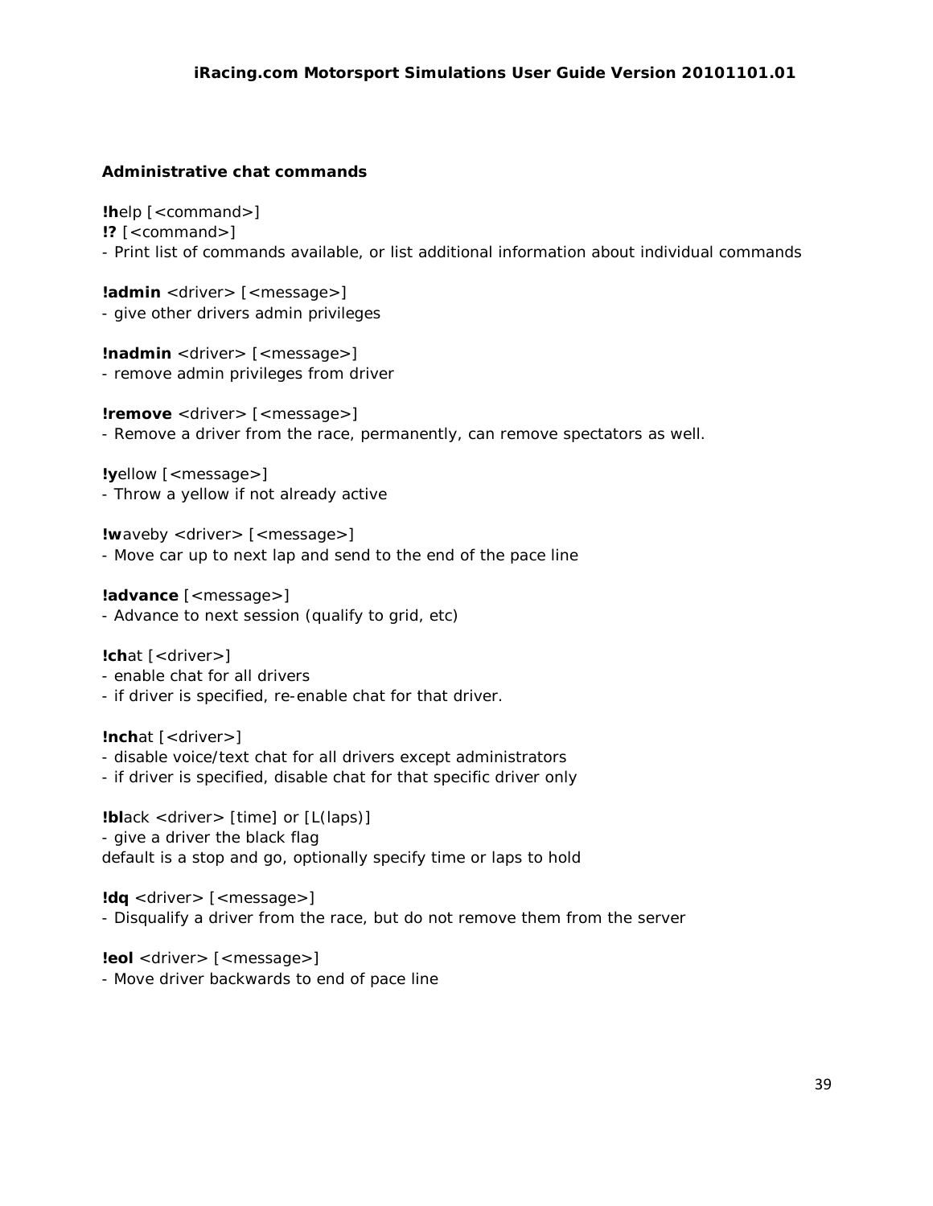### Administrative chat commands

**!h**elp [<command>]
**!?** [<command>]
- Print list of commands available, or list additional information about individual commands

**!admin** <driver> [<message>]
- give other drivers admin privileges

**!nadmin** <driver> [<message>]
- remove admin privileges from driver

**!remove** <driver> [<message>]
- Remove a driver from the race, permanently, can remove spectators as well.

**!y**ellow [<message>]
- Throw a yellow if not already active

**!w**aveby <driver> [<message>]
- Move car up to next lap and send to the end of the pace line

**!advance** [<message>]
- Advance to next session (qualify to grid, etc)

**!ch**at [<driver>]
- enable chat for all drivers
- if driver is specified, re-enable chat for that driver.

**!nch**at [<driver>]
- disable voice/text chat for all drivers except administrators
- if driver is specified, disable chat for that specific driver only

**!bl**ack <driver> [time] or [L(laps)]
- give a driver the black flag
default is a stop and go, optionally specify time or laps to hold

**!dq** <driver> [<message>]
- Disqualify a driver from the race, but do not remove them from the server

**!eol** <driver> [<message>]
- Move driver backwards to end of pace line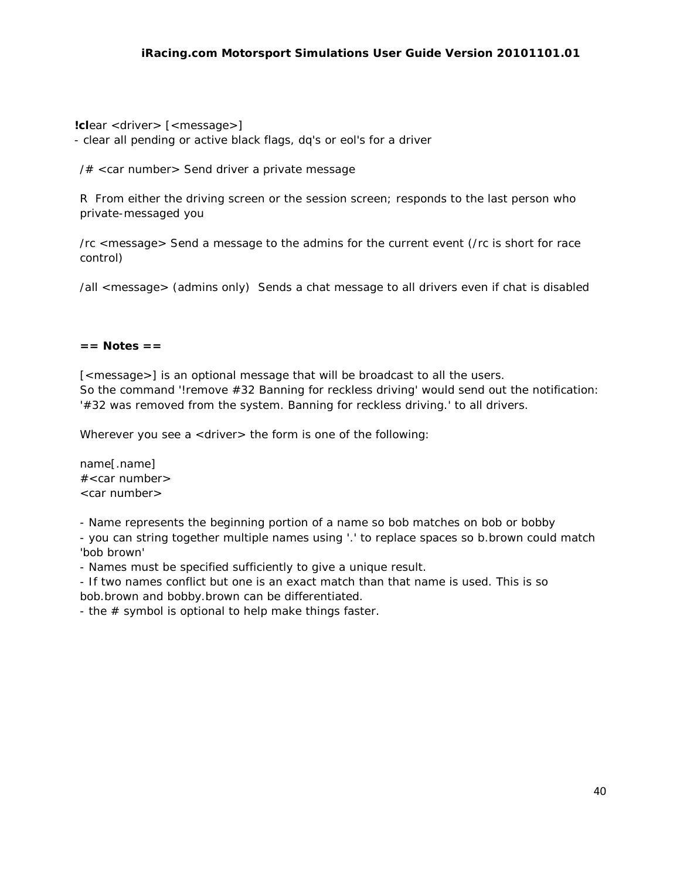**!cl**ear <driver> [<message>]
- clear all pending or active black flags, dq's or eol's for a driver

/# <car number> Send driver a private message

R From either the driving screen or the session screen; responds to the last person who private-messaged you

/rc <message> Send a message to the admins for the current event (/rc is short for race control)

/all <message> (admins only) Sends a chat message to all drivers even if chat is disabled

**== Notes ==**

[<message>] is an optional message that will be broadcast to all the users.
So the command '!remove #32 Banning for reckless driving' would send out the notification: '#32 was removed from the system. Banning for reckless driving.' to all drivers.

Wherever you see a <driver> the form is one of the following:

name[.name]
#<car number>
<car number>

- Name represents the beginning portion of a name so bob matches on bob or bobby
- you can string together multiple names using '.' to replace spaces so b.brown could match 'bob brown'
- Names must be specified sufficiently to give a unique result.
- If two names conflict but one is an exact match than that name is used. This is so bob.brown and bobby.brown can be differentiated.
- the # symbol is optional to help make things faster.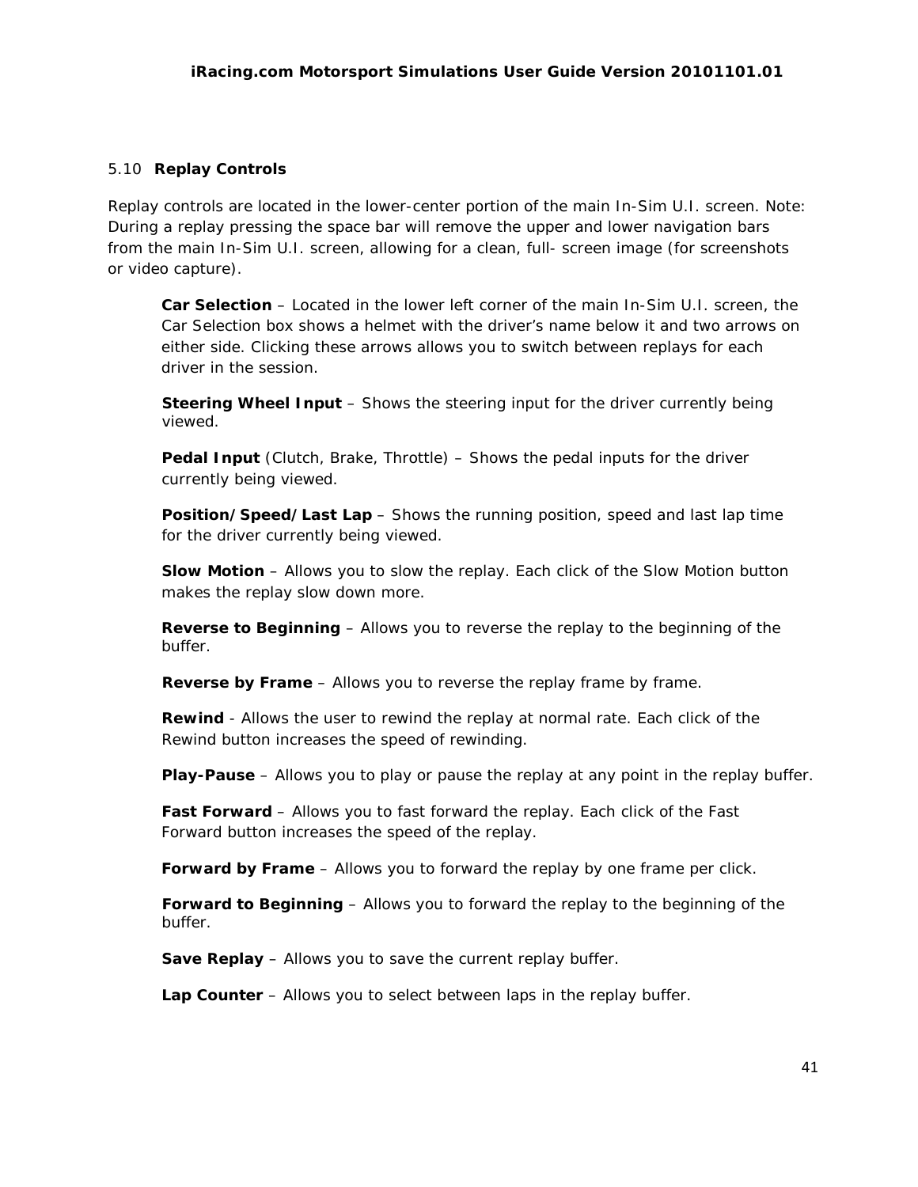### 5.10 Replay Controls

Replay controls are located in the lower-center portion of the main In-Sim U.I. screen. Note: During a replay pressing the space bar will remove the upper and lower navigation bars from the main In-Sim U.I. screen, allowing for a clean, full- screen image (for screenshots or video capture).

**Car Selection** – Located in the lower left corner of the main In-Sim U.I. screen, the Car Selection box shows a helmet with the driver's name below it and two arrows on either side. Clicking these arrows allows you to switch between replays for each driver in the session.

**Steering Wheel Input** – Shows the steering input for the driver currently being viewed.

**Pedal Input** (Clutch, Brake, Throttle) – Shows the pedal inputs for the driver currently being viewed.

**Position/Speed/Last Lap** – Shows the running position, speed and last lap time for the driver currently being viewed.

**Slow Motion** – Allows you to slow the replay. Each click of the Slow Motion button makes the replay slow down more.

**Reverse to Beginning** – Allows you to reverse the replay to the beginning of the buffer.

**Reverse by Frame** – Allows you to reverse the replay frame by frame.

**Rewind** - Allows the user to rewind the replay at normal rate. Each click of the Rewind button increases the speed of rewinding.

**Play-Pause** – Allows you to play or pause the replay at any point in the replay buffer.

**Fast Forward** – Allows you to fast forward the replay. Each click of the Fast Forward button increases the speed of the replay.

**Forward by Frame** – Allows you to forward the replay by one frame per click.

**Forward to Beginning** – Allows you to forward the replay to the beginning of the buffer.

**Save Replay** – Allows you to save the current replay buffer.

**Lap Counter** – Allows you to select between laps in the replay buffer.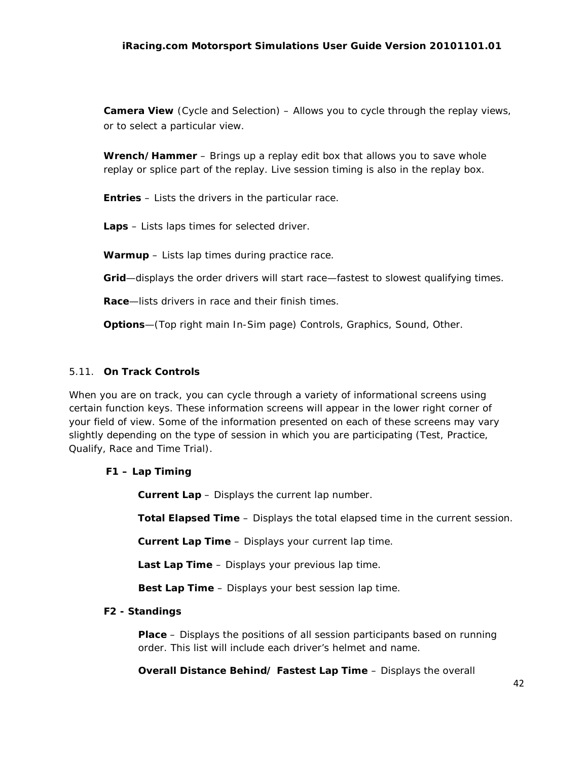**Camera View** (Cycle and Selection) – Allows you to cycle through the replay views, or to select a particular view.

**Wrench/Hammer** – Brings up a replay edit box that allows you to save whole replay or splice part of the replay. Live session timing is also in the replay box.

**Entries** – Lists the drivers in the particular race.

**Laps** – Lists laps times for selected driver.

**Warmup** – Lists lap times during practice race.

**Grid**—displays the order drivers will start race—fastest to slowest qualifying times.

**Race**—lists drivers in race and their finish times.

**Options**—(Top right main In-Sim page) Controls, Graphics, Sound, Other.

### 5.11. On Track Controls

When you are on track, you can cycle through a variety of informational screens using certain function keys. These information screens will appear in the lower right corner of your field of view. Some of the information presented on each of these screens may vary slightly depending on the type of session in which you are participating (Test, Practice, Qualify, Race and Time Trial).

**F1 – Lap Timing**

**Current Lap** – Displays the current lap number.

**Total Elapsed Time** – Displays the total elapsed time in the current session.

**Current Lap Time** – Displays your current lap time.

**Last Lap Time** – Displays your previous lap time.

**Best Lap Time** – Displays your best session lap time.

**F2 - Standings**

**Place** – Displays the positions of all session participants based on running order. This list will include each driver's helmet and name.

**Overall Distance Behind/ Fastest Lap Time** – Displays the overall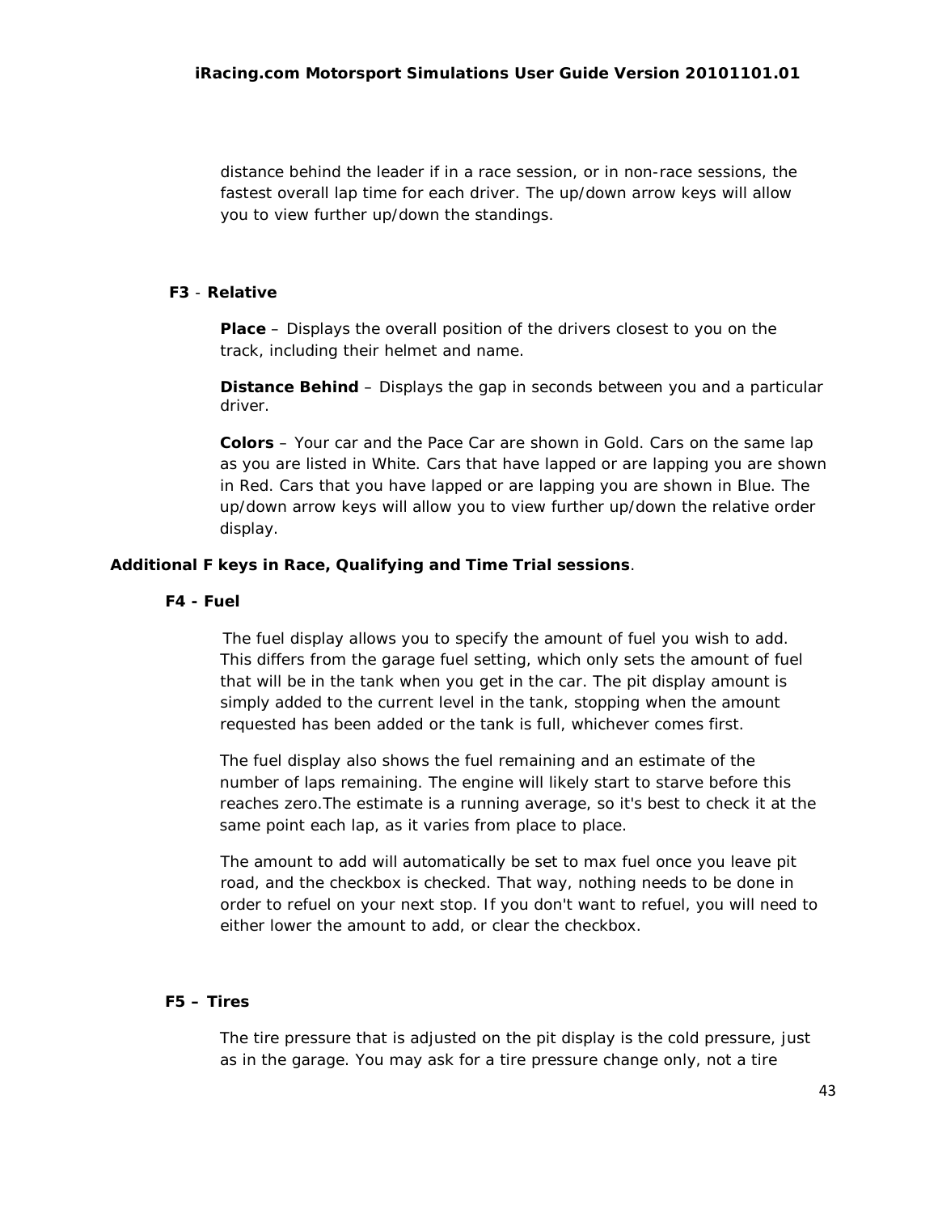distance behind the leader if in a race session, or in non-race sessions, the fastest overall lap time for each driver. The up/down arrow keys will allow you to view further up/down the standings.

**F3** - **Relative**

**Place** – Displays the overall position of the drivers closest to you on the track, including their helmet and name.

**Distance Behind** – Displays the gap in seconds between you and a particular driver.

**Colors** – Your car and the Pace Car are shown in Gold. Cars on the same lap as you are listed in White. Cars that have lapped or are lapping you are shown in Red. Cars that you have lapped or are lapping you are shown in Blue. The up/down arrow keys will allow you to view further up/down the relative order display.

**Additional F keys in Race, Qualifying and Time Trial sessions**.

**F4 - Fuel**

The fuel display allows you to specify the amount of fuel you wish to add. This differs from the garage fuel setting, which only sets the amount of fuel that will be in the tank when you get in the car. The pit display amount is simply added to the current level in the tank, stopping when the amount requested has been added or the tank is full, whichever comes first.

The fuel display also shows the fuel remaining and an estimate of the number of laps remaining. The engine will likely start to starve before this reaches zero.The estimate is a running average, so it's best to check it at the same point each lap, as it varies from place to place.

The amount to add will automatically be set to max fuel once you leave pit road, and the checkbox is checked. That way, nothing needs to be done in order to refuel on your next stop. If you don't want to refuel, you will need to either lower the amount to add, or clear the checkbox.

**F5 – Tires**

The tire pressure that is adjusted on the pit display is the cold pressure, just as in the garage. You may ask for a tire pressure change only, not a tire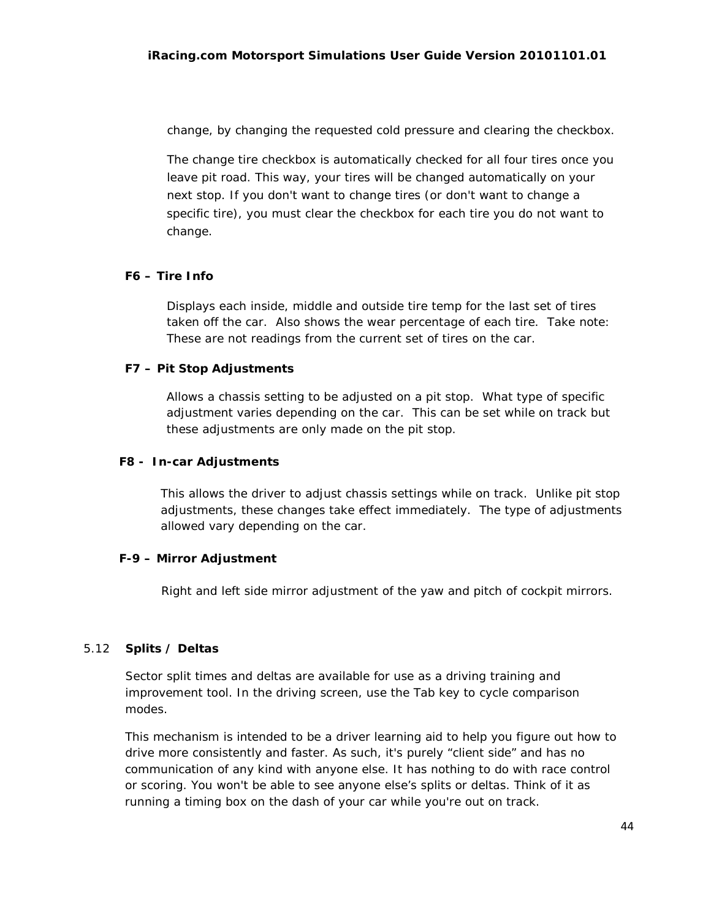change, by changing the requested cold pressure and clearing the checkbox.

The change tire checkbox is automatically checked for all four tires once you leave pit road. This way, your tires will be changed automatically on your next stop. If you don't want to change tires (or don't want to change a specific tire), you must clear the checkbox for each tire you do not want to change.

**F6 – Tire Info**

Displays each inside, middle and outside tire temp for the last set of tires taken off the car. Also shows the wear percentage of each tire. Take note: These are not readings from the current set of tires on the car.

**F7 – Pit Stop Adjustments**

Allows a chassis setting to be adjusted on a pit stop. What type of specific adjustment varies depending on the car. This can be set while on track but these adjustments are only made on the pit stop.

**F8 - In-car Adjustments**

This allows the driver to adjust chassis settings while on track. Unlike pit stop adjustments, these changes take effect immediately. The type of adjustments allowed vary depending on the car.

**F-9 – Mirror Adjustment**

Right and left side mirror adjustment of the yaw and pitch of cockpit mirrors.

## 5.12 Splits / Deltas

Sector split times and deltas are available for use as a driving training and improvement tool. In the driving screen, use the Tab key to cycle comparison modes.

This mechanism is intended to be a driver learning aid to help you figure out how to drive more consistently and faster. As such, it's purely “client side” and has no communication of any kind with anyone else. It has nothing to do with race control or scoring. You won't be able to see anyone else’s splits or deltas. Think of it as running a timing box on the dash of your car while you're out on track.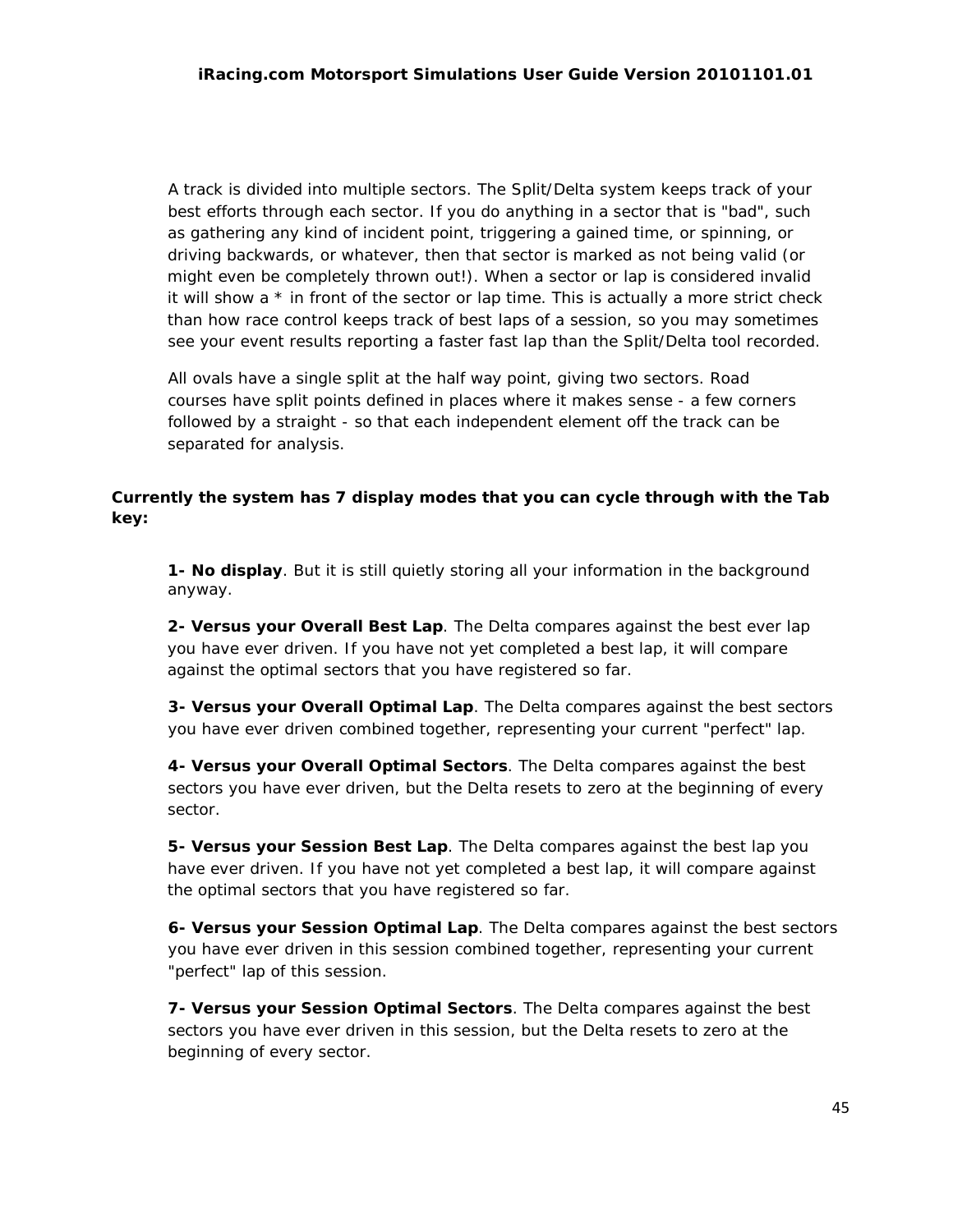A track is divided into multiple sectors. The Split/Delta system keeps track of your best efforts through each sector. If you do anything in a sector that is "bad", such as gathering any kind of incident point, triggering a gained time, or spinning, or driving backwards, or whatever, then that sector is marked as not being valid (or might even be completely thrown out!). When a sector or lap is considered invalid it will show a * in front of the sector or lap time. This is actually a more strict check than how race control keeps track of best laps of a session, so you may sometimes see your event results reporting a faster fast lap than the Split/Delta tool recorded.

All ovals have a single split at the half way point, giving two sectors. Road courses have split points defined in places where it makes sense - a few corners followed by a straight - so that each independent element off the track can be separated for analysis.

**Currently the system has 7 display modes that you can cycle through with the Tab key:**

**1- No display**. But it is still quietly storing all your information in the background anyway.

**2- Versus your Overall Best Lap**. The Delta compares against the best ever lap you have ever driven. If you have not yet completed a best lap, it will compare against the optimal sectors that you have registered so far.

**3- Versus your Overall Optimal Lap**. The Delta compares against the best sectors you have ever driven combined together, representing your current "perfect" lap.

**4- Versus your Overall Optimal Sectors**. The Delta compares against the best sectors you have ever driven, but the Delta resets to zero at the beginning of every sector.

**5- Versus your Session Best Lap**. The Delta compares against the best lap you have ever driven. If you have not yet completed a best lap, it will compare against the optimal sectors that you have registered so far.

**6- Versus your Session Optimal Lap**. The Delta compares against the best sectors you have ever driven in this session combined together, representing your current "perfect" lap of this session.

**7- Versus your Session Optimal Sectors**. The Delta compares against the best sectors you have ever driven in this session, but the Delta resets to zero at the beginning of every sector.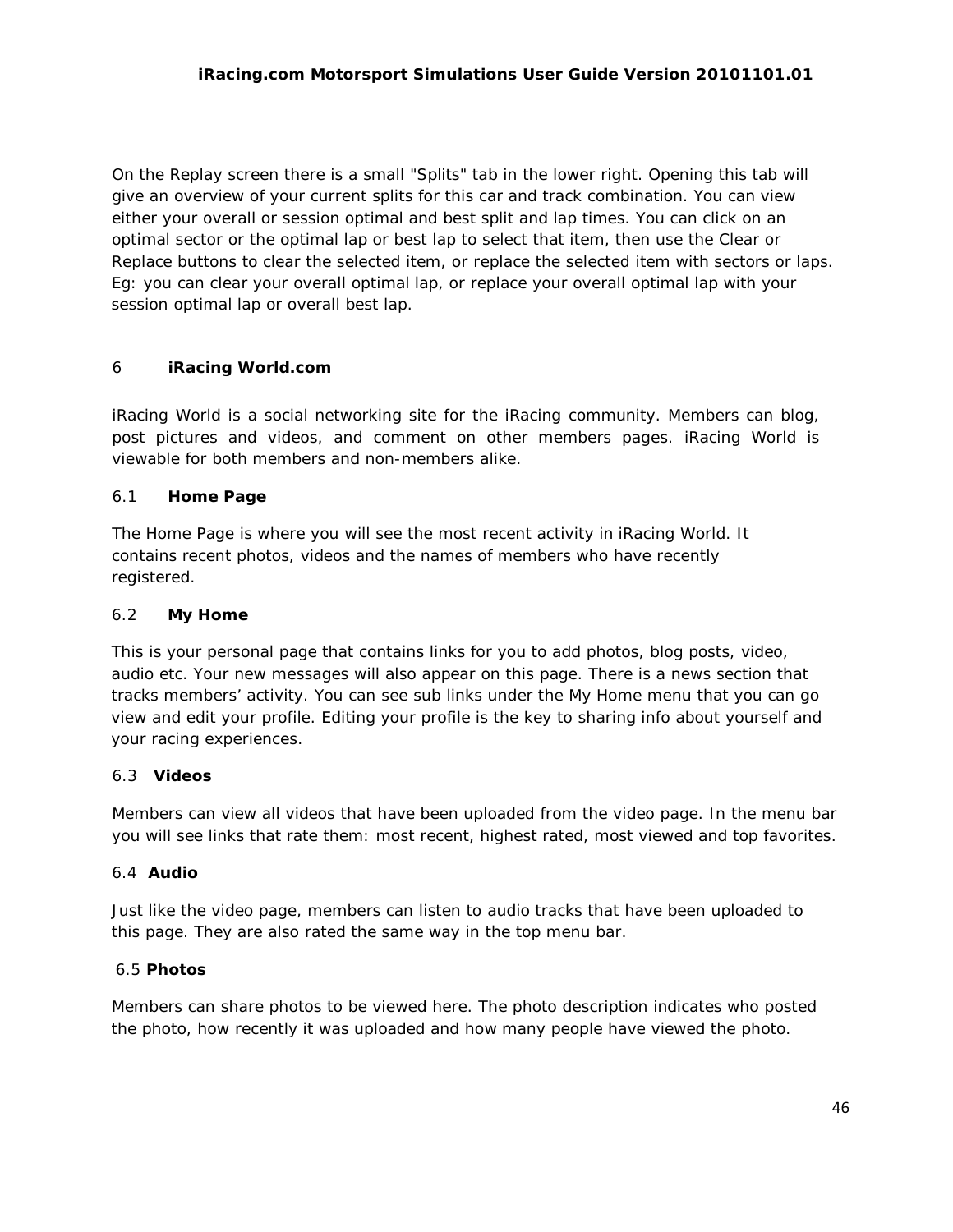On the Replay screen there is a small "Splits" tab in the lower right. Opening this tab will give an overview of your current splits for this car and track combination. You can view either your overall or session optimal and best split and lap times. You can click on an optimal sector or the optimal lap or best lap to select that item, then use the Clear or Replace buttons to clear the selected item, or replace the selected item with sectors or laps. Eg: you can clear your overall optimal lap, or replace your overall optimal lap with your session optimal lap or overall best lap.

# 6 iRacing World.com

iRacing World is a social networking site for the iRacing community. Members can blog, post pictures and videos, and comment on other members pages. iRacing World is viewable for both members and non-members alike.

## 6.1 Home Page

The Home Page is where you will see the most recent activity in iRacing World. It contains recent photos, videos and the names of members who have recently registered.

## 6.2 My Home

This is your personal page that contains links for you to add photos, blog posts, video, audio etc. Your new messages will also appear on this page. There is a news section that tracks members' activity. You can see sub links under the My Home menu that you can go view and edit your profile. Editing your profile is the key to sharing info about yourself and your racing experiences.

## 6.3 Videos

Members can view all videos that have been uploaded from the video page. In the menu bar you will see links that rate them: most recent, highest rated, most viewed and top favorites.

## 6.4 Audio

Just like the video page, members can listen to audio tracks that have been uploaded to this page. They are also rated the same way in the top menu bar.

## 6.5 Photos

Members can share photos to be viewed here. The photo description indicates who posted the photo, how recently it was uploaded and how many people have viewed the photo.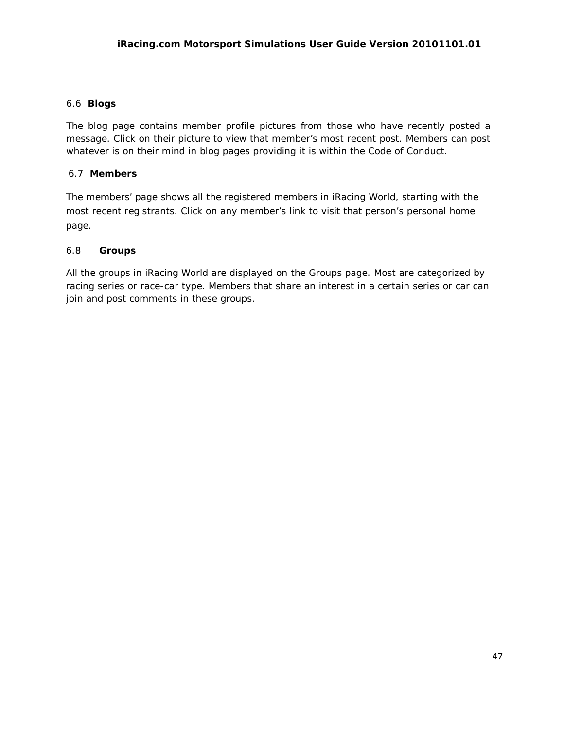## 6.6 Blogs

The blog page contains member profile pictures from those who have recently posted a message. Click on their picture to view that member's most recent post. Members can post whatever is on their mind in blog pages providing it is within the Code of Conduct.

## 6.7 Members

The members' page shows all the registered members in iRacing World, starting with the most recent registrants. Click on any member's link to visit that person's personal home page.

## 6.8 Groups

All the groups in iRacing World are displayed on the Groups page. Most are categorized by racing series or race-car type. Members that share an interest in a certain series or car can join and post comments in these groups.